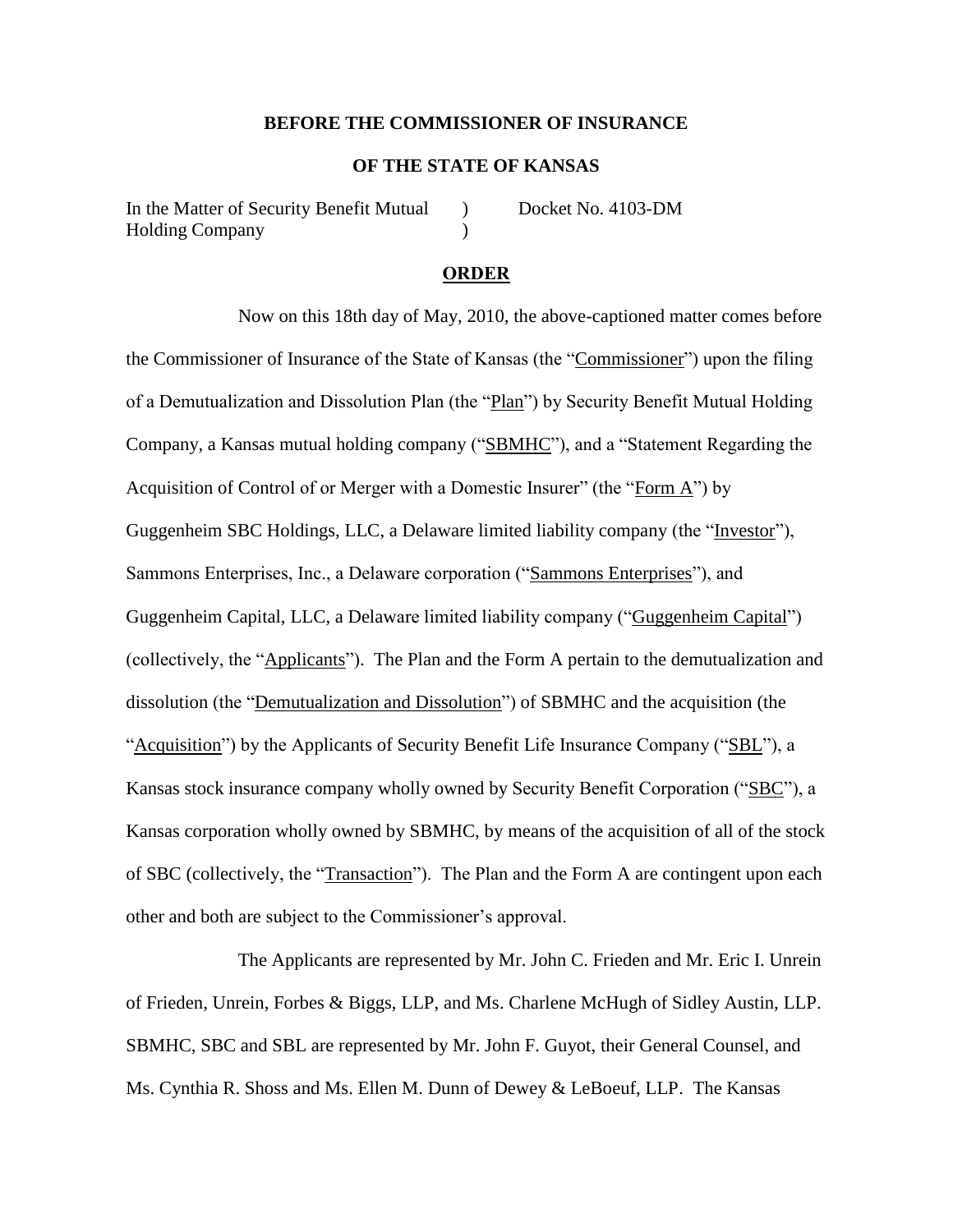**BEFORE THE COMMISSIONER OF INSURANCE**

**OF THE STATE OF KANSAS**

In the Matter of Security Benefit Mutual Holding Company ) Docket No. 4103-DM

**ORDER**

Now on this 18th day of May, 2010, the above-captioned matter comes before the Commissioner of Insurance of the State of Kansas (the "Commissioner") upon the filing of a Demutualization and Dissolution Plan (the "Plan") by Security Benefit Mutual Holding Company, a Kansas mutual holding company ("SBMHC"), and a "Statement Regarding the Acquisition of Control of or Merger with a Domestic Insurer" (the "Form A") by Guggenheim SBC Holdings, LLC, a Delaware limited liability company (the "Investor"), Sammons Enterprises, Inc., a Delaware corporation ("Sammons Enterprises"), and Guggenheim Capital, LLC, a Delaware limited liability company ("Guggenheim Capital") (collectively, the "Applicants"). The Plan and the Form A pertain to the demutualization and dissolution (the "Demutualization and Dissolution") of SBMHC and the acquisition (the "Acquisition") by the Applicants of Security Benefit Life Insurance Company ("SBL"), a Kansas stock insurance company wholly owned by Security Benefit Corporation ("SBC"), a Kansas corporation wholly owned by SBMHC, by means of the acquisition of all of the stock of SBC (collectively, the "Transaction"). The Plan and the Form A are contingent upon each other and both are subject to the Commissioner's approval.

The Applicants are represented by Mr. John C. Frieden and Mr. Eric I. Unrein of Frieden, Unrein, Forbes & Biggs, LLP, and Ms. Charlene McHugh of Sidley Austin, LLP. SBMHC, SBC and SBL are represented by Mr. John F. Guyot, their General Counsel, and Ms. Cynthia R. Shoss and Ms. Ellen M. Dunn of Dewey & LeBoeuf, LLP. The Kansas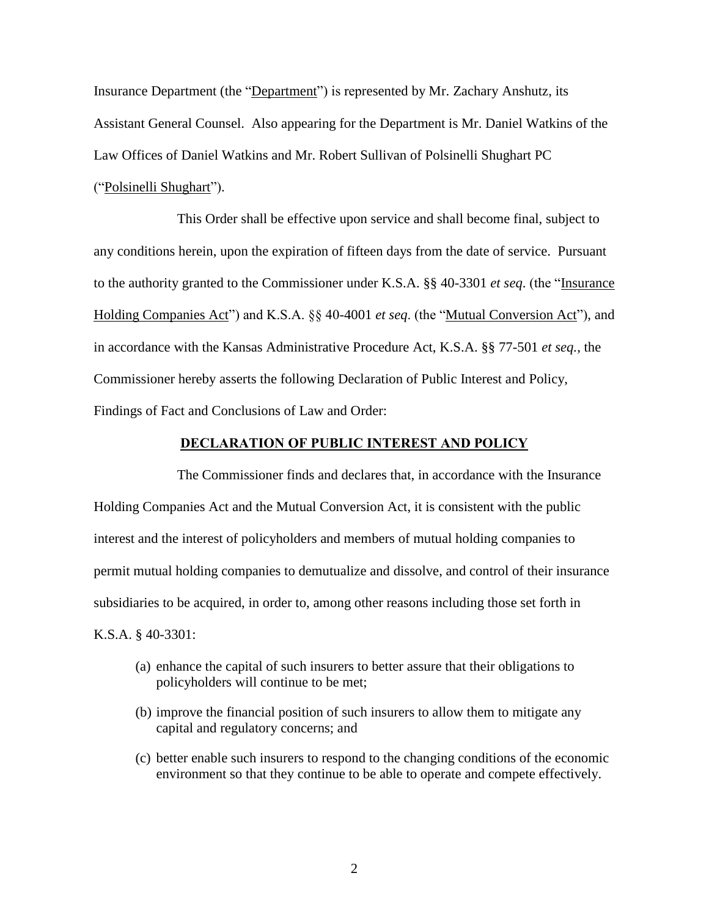Insurance Department (the "Department") is represented by Mr. Zachary Anshutz, its Assistant General Counsel. Also appearing for the Department is Mr. Daniel Watkins of the Law Offices of Daniel Watkins and Mr. Robert Sullivan of Polsinelli Shughart PC ("Polsinelli Shughart").

This Order shall be effective upon service and shall become final, subject to any conditions herein, upon the expiration of fifteen days from the date of service. Pursuant to the authority granted to the Commissioner under K.S.A. §§ 40-3301 *et seq.* (the "Insurance Holding Companies Act") and K.S.A. §§ 40-4001 *et seq.* (the "Mutual Conversion Act"), and in accordance with the Kansas Administrative Procedure Act, K.S.A. §§ 77-501 *et seq.*, the Commissioner hereby asserts the following Declaration of Public Interest and Policy, Findings of Fact and Conclusions of Law and Order:

## DECLARATION OF PUBLIC INTEREST AND POLICY

The Commissioner finds and declares that, in accordance with the Insurance Holding Companies Act and the Mutual Conversion Act, it is consistent with the public interest and the interest of policyholders and members of mutual holding companies to permit mutual holding companies to demutualize and dissolve, and control of their insurance subsidiaries to be acquired, in order to, among other reasons including those set forth in K.S.A. § 40-3301:

(a) enhance the capital of such insurers to better assure that their obligations to policyholders will continue to be met;

(b) improve the financial position of such insurers to allow them to mitigate any capital and regulatory concerns; and

(c) better enable such insurers to respond to the changing conditions of the economic environment so that they continue to be able to operate and compete effectively.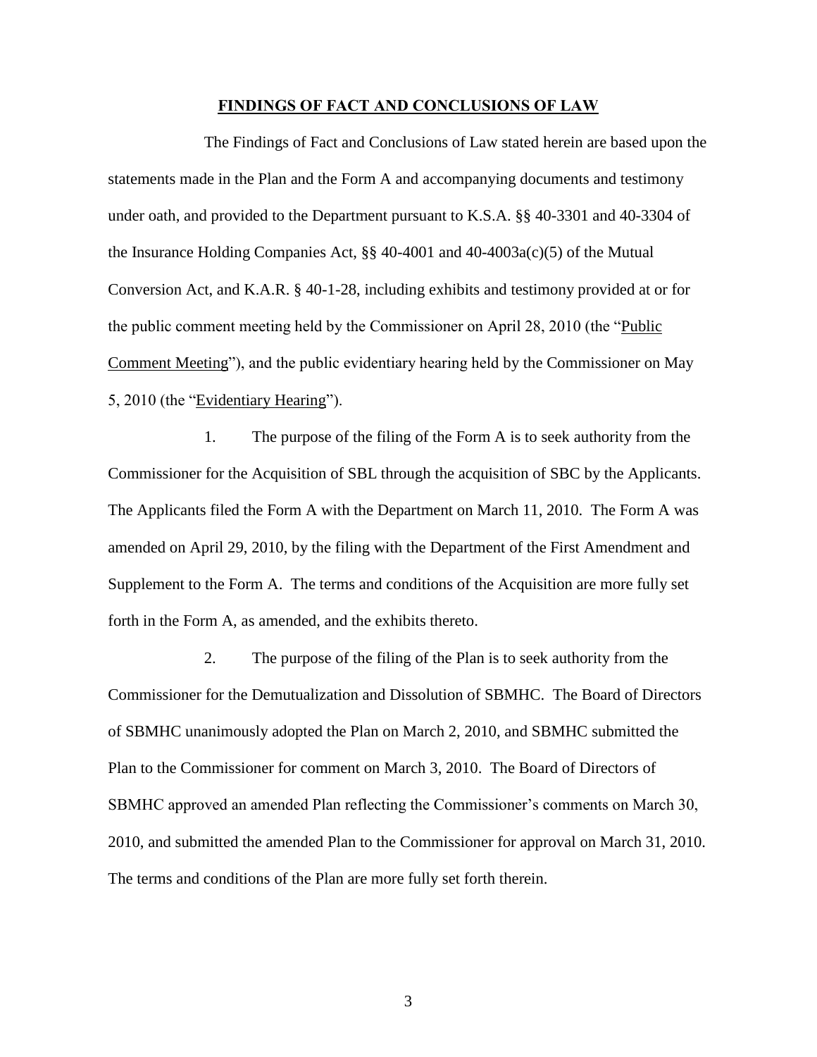## FINDINGS OF FACT AND CONCLUSIONS OF LAW

The Findings of Fact and Conclusions of Law stated herein are based upon the statements made in the Plan and the Form A and accompanying documents and testimony under oath, and provided to the Department pursuant to K.S.A. §§ 40-3301 and 40-3304 of the Insurance Holding Companies Act, §§ 40-4001 and 40-4003a(c)(5) of the Mutual Conversion Act, and K.A.R. § 40-1-28, including exhibits and testimony provided at or for the public comment meeting held by the Commissioner on April 28, 2010 (the "Public Comment Meeting"), and the public evidentiary hearing held by the Commissioner on May 5, 2010 (the "Evidentiary Hearing").

1. The purpose of the filing of the Form A is to seek authority from the Commissioner for the Acquisition of SBL through the acquisition of SBC by the Applicants. The Applicants filed the Form A with the Department on March 11, 2010. The Form A was amended on April 29, 2010, by the filing with the Department of the First Amendment and Supplement to the Form A. The terms and conditions of the Acquisition are more fully set forth in the Form A, as amended, and the exhibits thereto.

2. The purpose of the filing of the Plan is to seek authority from the Commissioner for the Demutualization and Dissolution of SBMHC. The Board of Directors of SBMHC unanimously adopted the Plan on March 2, 2010, and SBMHC submitted the Plan to the Commissioner for comment on March 3, 2010. The Board of Directors of SBMHC approved an amended Plan reflecting the Commissioner's comments on March 30, 2010, and submitted the amended Plan to the Commissioner for approval on March 31, 2010. The terms and conditions of the Plan are more fully set forth therein.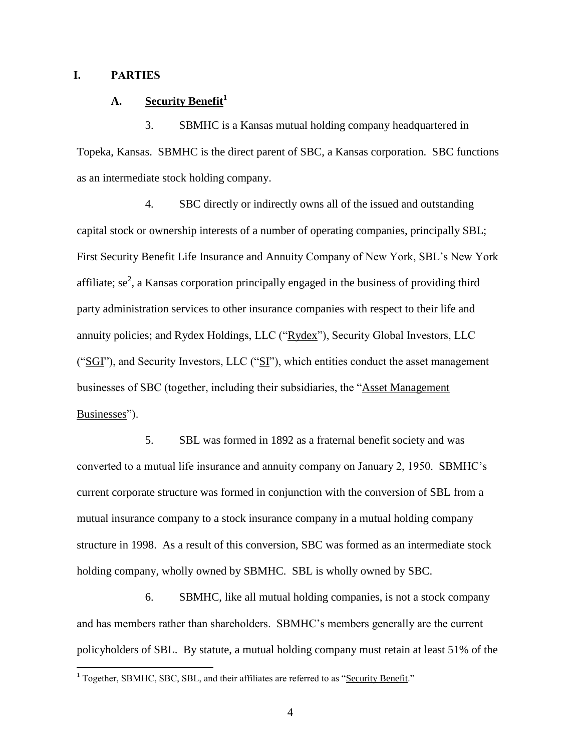## I. PARTIES

### A. Security Benefit[1]

3. SBMHC is a Kansas mutual holding company headquartered in Topeka, Kansas. SBMHC is the direct parent of SBC, a Kansas corporation. SBC functions as an intermediate stock holding company.

4. SBC directly or indirectly owns all of the issued and outstanding capital stock or ownership interests of a number of operating companies, principally SBL; First Security Benefit Life Insurance and Annuity Company of New York, SBL's New York affiliate; se[2], a Kansas corporation principally engaged in the business of providing third party administration services to other insurance companies with respect to their life and annuity policies; and Rydex Holdings, LLC ("Rydex"), Security Global Investors, LLC ("SGI"), and Security Investors, LLC ("SI"), which entities conduct the asset management businesses of SBC (together, including their subsidiaries, the "Asset Management Businesses").

5. SBL was formed in 1892 as a fraternal benefit society and was converted to a mutual life insurance and annuity company on January 2, 1950. SBMHC's current corporate structure was formed in conjunction with the conversion of SBL from a mutual insurance company to a stock insurance company in a mutual holding company structure in 1998. As a result of this conversion, SBC was formed as an intermediate stock holding company, wholly owned by SBMHC. SBL is wholly owned by SBC.

6. SBMHC, like all mutual holding companies, is not a stock company and has members rather than shareholders. SBMHC's members generally are the current policyholders of SBL. By statute, a mutual holding company must retain at least 51% of the

---

[1] Together, SBMHC, SBC, SBL, and their affiliates are referred to as "Security Benefit."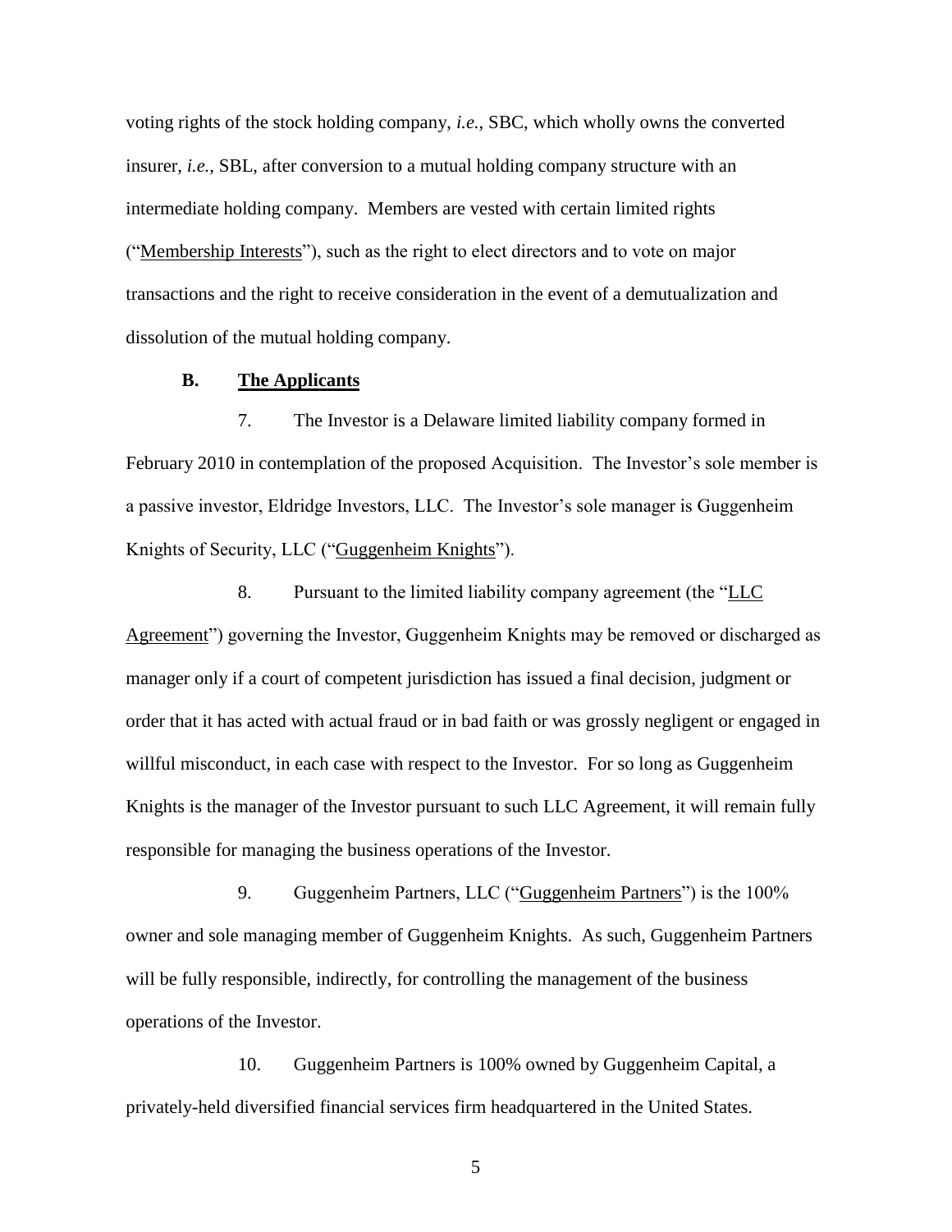voting rights of the stock holding company, *i.e.*, SBC, which wholly owns the converted insurer, *i.e.*, SBL, after conversion to a mutual holding company structure with an intermediate holding company. Members are vested with certain limited rights ("Membership Interests"), such as the right to elect directors and to vote on major transactions and the right to receive consideration in the event of a demutualization and dissolution of the mutual holding company.

## B. The Applicants

7. The Investor is a Delaware limited liability company formed in February 2010 in contemplation of the proposed Acquisition. The Investor's sole member is a passive investor, Eldridge Investors, LLC. The Investor's sole manager is Guggenheim Knights of Security, LLC ("Guggenheim Knights").

8. Pursuant to the limited liability company agreement (the "LLC Agreement") governing the Investor, Guggenheim Knights may be removed or discharged as manager only if a court of competent jurisdiction has issued a final decision, judgment or order that it has acted with actual fraud or in bad faith or was grossly negligent or engaged in willful misconduct, in each case with respect to the Investor. For so long as Guggenheim Knights is the manager of the Investor pursuant to such LLC Agreement, it will remain fully responsible for managing the business operations of the Investor.

9. Guggenheim Partners, LLC ("Guggenheim Partners") is the 100% owner and sole managing member of Guggenheim Knights. As such, Guggenheim Partners will be fully responsible, indirectly, for controlling the management of the business operations of the Investor.

10. Guggenheim Partners is 100% owned by Guggenheim Capital, a privately-held diversified financial services firm headquartered in the United States.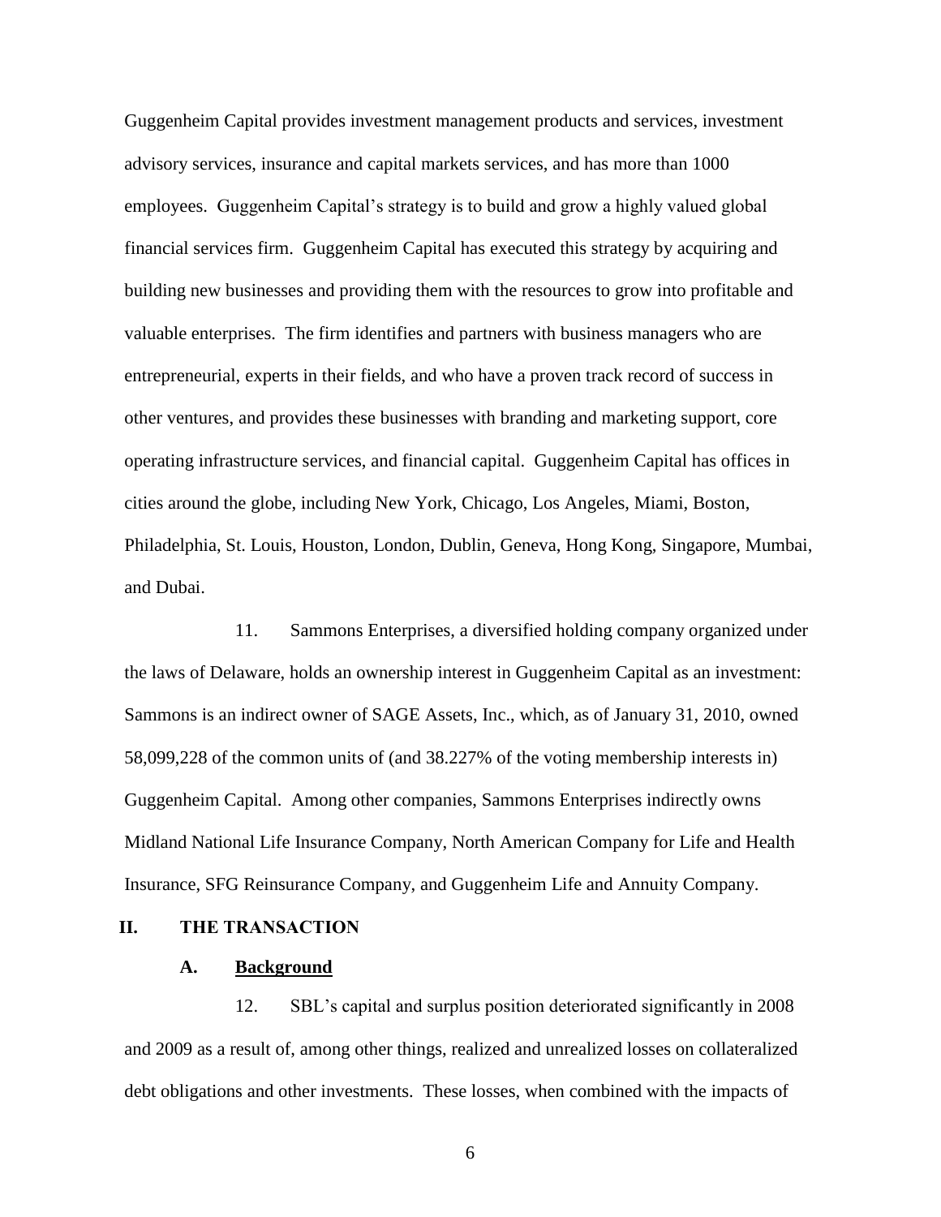Guggenheim Capital provides investment management products and services, investment advisory services, insurance and capital markets services, and has more than 1000 employees. Guggenheim Capital's strategy is to build and grow a highly valued global financial services firm. Guggenheim Capital has executed this strategy by acquiring and building new businesses and providing them with the resources to grow into profitable and valuable enterprises. The firm identifies and partners with business managers who are entrepreneurial, experts in their fields, and who have a proven track record of success in other ventures, and provides these businesses with branding and marketing support, core operating infrastructure services, and financial capital. Guggenheim Capital has offices in cities around the globe, including New York, Chicago, Los Angeles, Miami, Boston, Philadelphia, St. Louis, Houston, London, Dublin, Geneva, Hong Kong, Singapore, Mumbai, and Dubai.

11. Sammons Enterprises, a diversified holding company organized under the laws of Delaware, holds an ownership interest in Guggenheim Capital as an investment: Sammons is an indirect owner of SAGE Assets, Inc., which, as of January 31, 2010, owned 58,099,228 of the common units of (and 38.227% of the voting membership interests in) Guggenheim Capital. Among other companies, Sammons Enterprises indirectly owns Midland National Life Insurance Company, North American Company for Life and Health Insurance, SFG Reinsurance Company, and Guggenheim Life and Annuity Company.

## II. THE TRANSACTION

### A. Background

12. SBL's capital and surplus position deteriorated significantly in 2008 and 2009 as a result of, among other things, realized and unrealized losses on collateralized debt obligations and other investments. These losses, when combined with the impacts of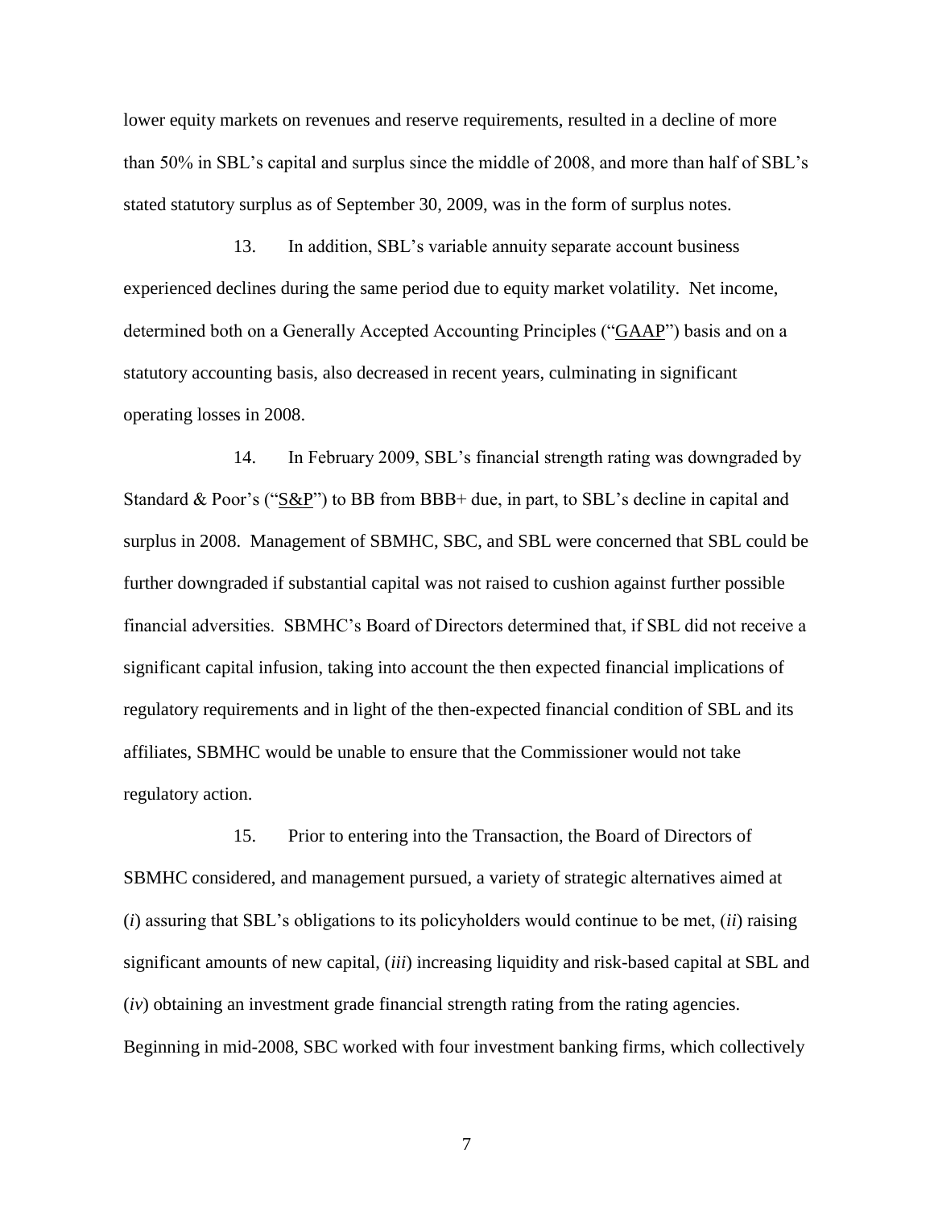lower equity markets on revenues and reserve requirements, resulted in a decline of more than 50% in SBL's capital and surplus since the middle of 2008, and more than half of SBL's stated statutory surplus as of September 30, 2009, was in the form of surplus notes.

13. In addition, SBL's variable annuity separate account business experienced declines during the same period due to equity market volatility. Net income, determined both on a Generally Accepted Accounting Principles ("GAAP") basis and on a statutory accounting basis, also decreased in recent years, culminating in significant operating losses in 2008.

14. In February 2009, SBL's financial strength rating was downgraded by Standard & Poor's ("S&P") to BB from BBB+ due, in part, to SBL's decline in capital and surplus in 2008. Management of SBMHC, SBC, and SBL were concerned that SBL could be further downgraded if substantial capital was not raised to cushion against further possible financial adversities. SBMHC's Board of Directors determined that, if SBL did not receive a significant capital infusion, taking into account the then expected financial implications of regulatory requirements and in light of the then-expected financial condition of SBL and its affiliates, SBMHC would be unable to ensure that the Commissioner would not take regulatory action.

15. Prior to entering into the Transaction, the Board of Directors of SBMHC considered, and management pursued, a variety of strategic alternatives aimed at (*i*) assuring that SBL's obligations to its policyholders would continue to be met, (*ii*) raising significant amounts of new capital, (*iii*) increasing liquidity and risk-based capital at SBL and (*iv*) obtaining an investment grade financial strength rating from the rating agencies. Beginning in mid-2008, SBC worked with four investment banking firms, which collectively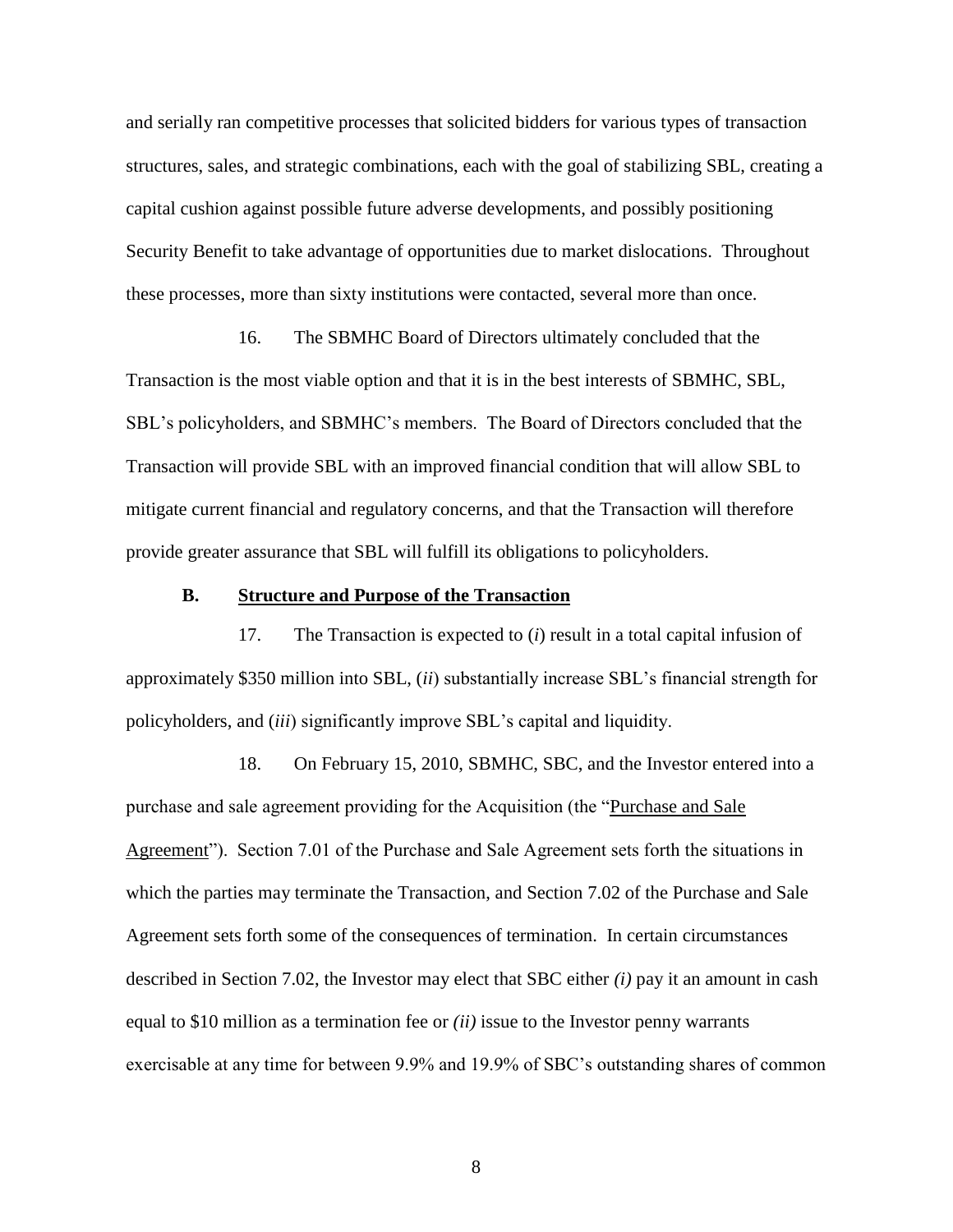and serially ran competitive processes that solicited bidders for various types of transaction structures, sales, and strategic combinations, each with the goal of stabilizing SBL, creating a capital cushion against possible future adverse developments, and possibly positioning Security Benefit to take advantage of opportunities due to market dislocations. Throughout these processes, more than sixty institutions were contacted, several more than once.

16. The SBMHC Board of Directors ultimately concluded that the Transaction is the most viable option and that it is in the best interests of SBMHC, SBL, SBL's policyholders, and SBMHC's members. The Board of Directors concluded that the Transaction will provide SBL with an improved financial condition that will allow SBL to mitigate current financial and regulatory concerns, and that the Transaction will therefore provide greater assurance that SBL will fulfill its obligations to policyholders.

### B. Structure and Purpose of the Transaction

17. The Transaction is expected to (*i*) result in a total capital infusion of approximately $350 million into SBL, (*ii*) substantially increase SBL's financial strength for policyholders, and (*iii*) significantly improve SBL's capital and liquidity.

18. On February 15, 2010, SBMHC, SBC, and the Investor entered into a purchase and sale agreement providing for the Acquisition (the "Purchase and Sale Agreement"). Section 7.01 of the Purchase and Sale Agreement sets forth the situations in which the parties may terminate the Transaction, and Section 7.02 of the Purchase and Sale Agreement sets forth some of the consequences of termination. In certain circumstances described in Section 7.02, the Investor may elect that SBC either *(i)* pay it an amount in cash equal to $10 million as a termination fee or *(ii)* issue to the Investor penny warrants exercisable at any time for between 9.9% and 19.9% of SBC's outstanding shares of common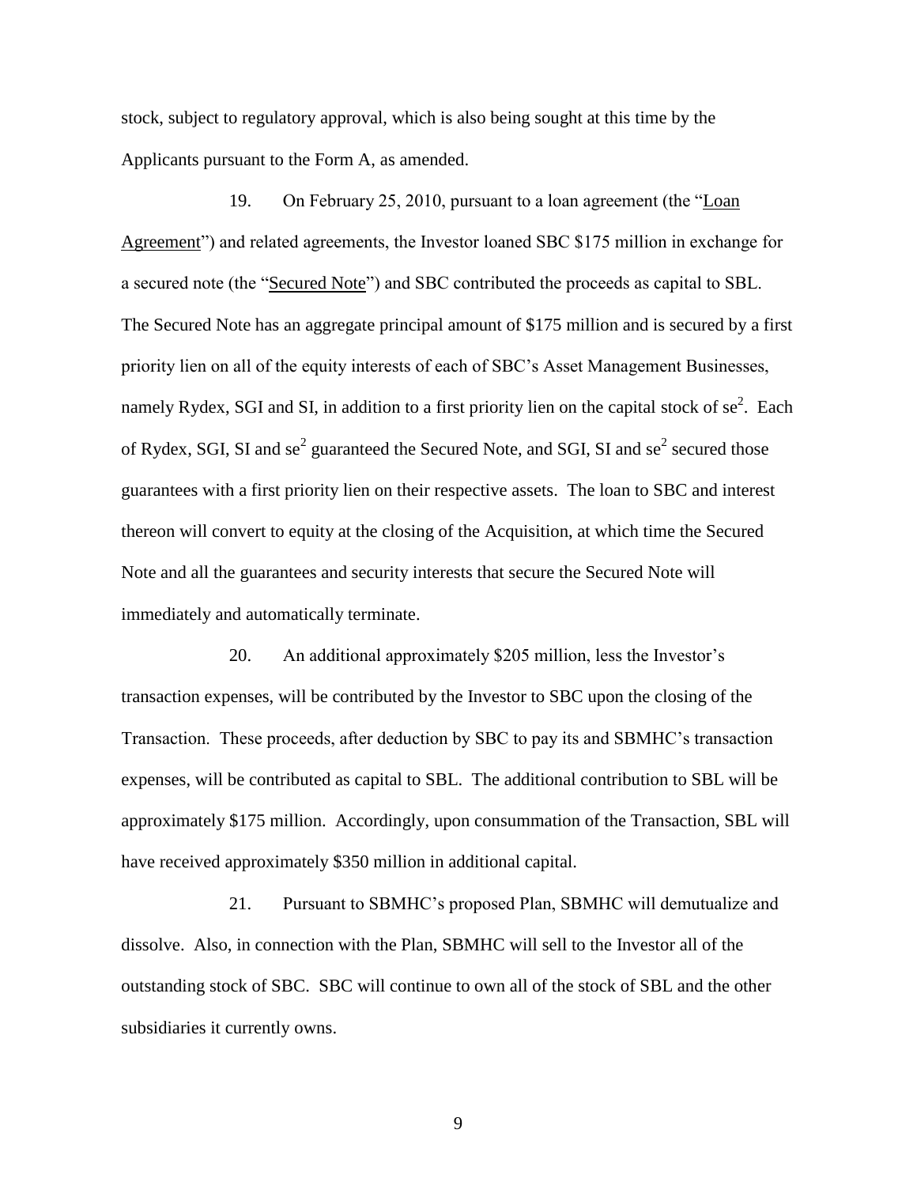stock, subject to regulatory approval, which is also being sought at this time by the Applicants pursuant to the Form A, as amended.

19. On February 25, 2010, pursuant to a loan agreement (the "Loan Agreement") and related agreements, the Investor loaned SBC \$175 million in exchange for a secured note (the "Secured Note") and SBC contributed the proceeds as capital to SBL. The Secured Note has an aggregate principal amount of \$175 million and is secured by a first priority lien on all of the equity interests of each of SBC's Asset Management Businesses, namely Rydex, SGI and SI, in addition to a first priority lien on the capital stock of $se^2$. Each of Rydex, SGI, SI and $se^2$ guaranteed the Secured Note, and SGI, SI and $se^2$ secured those guarantees with a first priority lien on their respective assets. The loan to SBC and interest thereon will convert to equity at the closing of the Acquisition, at which time the Secured Note and all the guarantees and security interests that secure the Secured Note will immediately and automatically terminate.

20. An additional approximately \$205 million, less the Investor's transaction expenses, will be contributed by the Investor to SBC upon the closing of the Transaction. These proceeds, after deduction by SBC to pay its and SBMHC's transaction expenses, will be contributed as capital to SBL. The additional contribution to SBL will be approximately \$175 million. Accordingly, upon consummation of the Transaction, SBL will have received approximately \$350 million in additional capital.

21. Pursuant to SBMHC's proposed Plan, SBMHC will demutualize and dissolve. Also, in connection with the Plan, SBMHC will sell to the Investor all of the outstanding stock of SBC. SBC will continue to own all of the stock of SBL and the other subsidiaries it currently owns.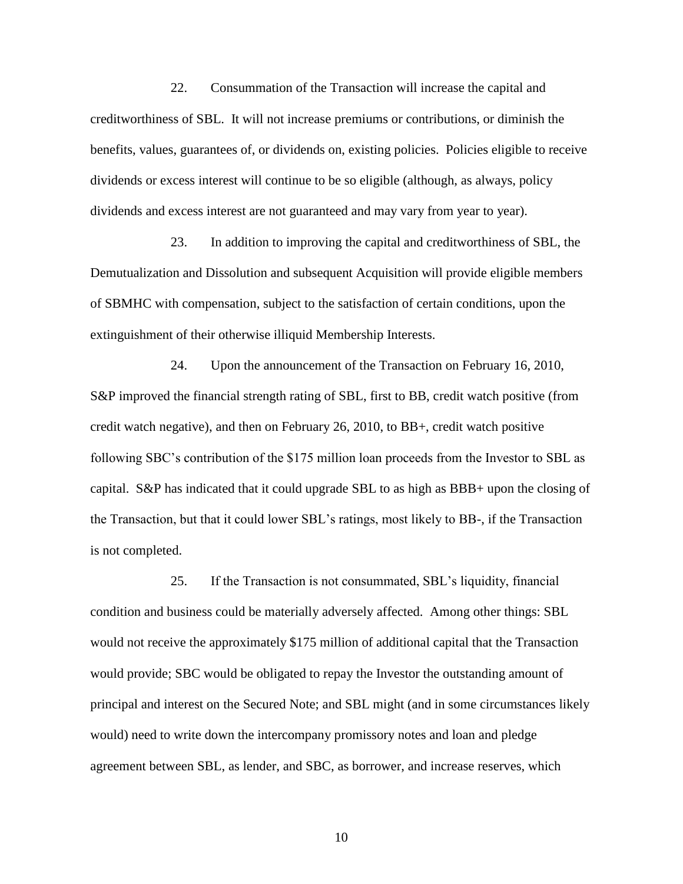22. Consummation of the Transaction will increase the capital and creditworthiness of SBL. It will not increase premiums or contributions, or diminish the benefits, values, guarantees of, or dividends on, existing policies. Policies eligible to receive dividends or excess interest will continue to be so eligible (although, as always, policy dividends and excess interest are not guaranteed and may vary from year to year).

23. In addition to improving the capital and creditworthiness of SBL, the Demutualization and Dissolution and subsequent Acquisition will provide eligible members of SBMHC with compensation, subject to the satisfaction of certain conditions, upon the extinguishment of their otherwise illiquid Membership Interests.

24. Upon the announcement of the Transaction on February 16, 2010, S&P improved the financial strength rating of SBL, first to BB, credit watch positive (from credit watch negative), and then on February 26, 2010, to BB+, credit watch positive following SBC's contribution of the $175 million loan proceeds from the Investor to SBL as capital. S&P has indicated that it could upgrade SBL to as high as BBB+ upon the closing of the Transaction, but that it could lower SBL's ratings, most likely to BB-, if the Transaction is not completed.

25. If the Transaction is not consummated, SBL's liquidity, financial condition and business could be materially adversely affected. Among other things: SBL would not receive the approximately $175 million of additional capital that the Transaction would provide; SBC would be obligated to repay the Investor the outstanding amount of principal and interest on the Secured Note; and SBL might (and in some circumstances likely would) need to write down the intercompany promissory notes and loan and pledge agreement between SBL, as lender, and SBC, as borrower, and increase reserves, which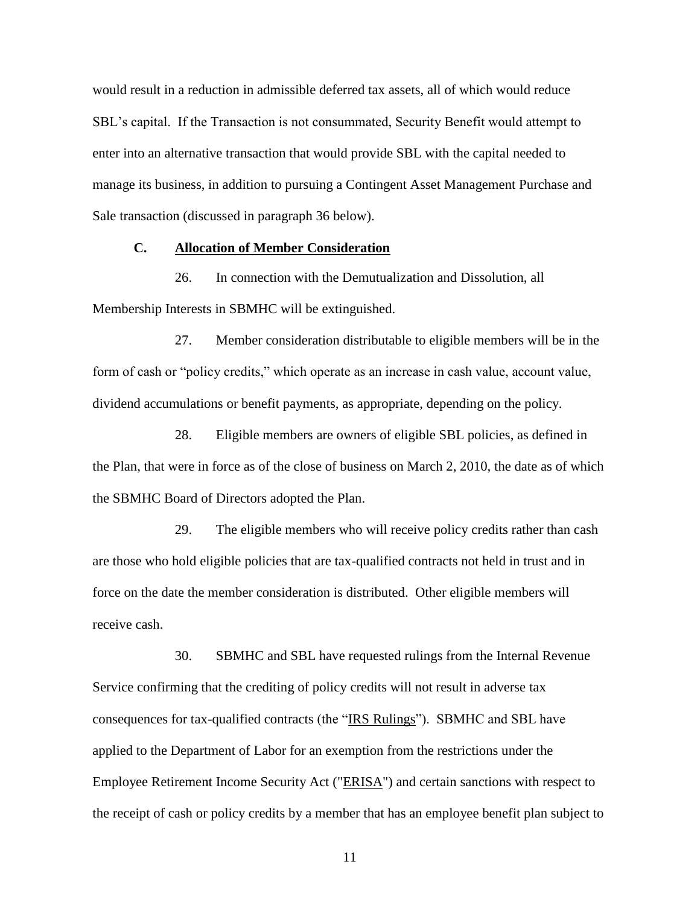would result in a reduction in admissible deferred tax assets, all of which would reduce SBL's capital. If the Transaction is not consummated, Security Benefit would attempt to enter into an alternative transaction that would provide SBL with the capital needed to manage its business, in addition to pursuing a Contingent Asset Management Purchase and Sale transaction (discussed in paragraph 36 below).

### C. Allocation of Member Consideration

26. In connection with the Demutualization and Dissolution, all Membership Interests in SBMHC will be extinguished.

27. Member consideration distributable to eligible members will be in the form of cash or "policy credits," which operate as an increase in cash value, account value, dividend accumulations or benefit payments, as appropriate, depending on the policy.

28. Eligible members are owners of eligible SBL policies, as defined in the Plan, that were in force as of the close of business on March 2, 2010, the date as of which the SBMHC Board of Directors adopted the Plan.

29. The eligible members who will receive policy credits rather than cash are those who hold eligible policies that are tax-qualified contracts not held in trust and in force on the date the member consideration is distributed. Other eligible members will receive cash.

30. SBMHC and SBL have requested rulings from the Internal Revenue Service confirming that the crediting of policy credits will not result in adverse tax consequences for tax-qualified contracts (the "IRS Rulings"). SBMHC and SBL have applied to the Department of Labor for an exemption from the restrictions under the Employee Retirement Income Security Act ("ERISA") and certain sanctions with respect to the receipt of cash or policy credits by a member that has an employee benefit plan subject to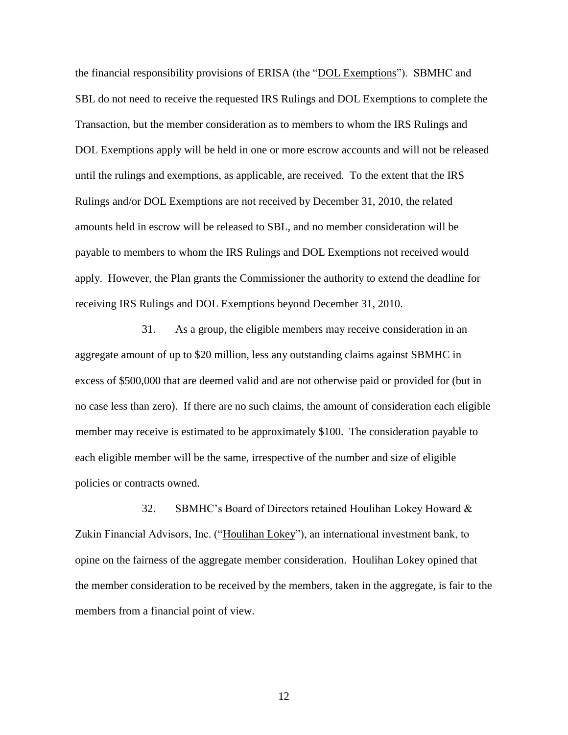the financial responsibility provisions of ERISA (the "DOL Exemptions"). SBMHC and SBL do not need to receive the requested IRS Rulings and DOL Exemptions to complete the Transaction, but the member consideration as to members to whom the IRS Rulings and DOL Exemptions apply will be held in one or more escrow accounts and will not be released until the rulings and exemptions, as applicable, are received. To the extent that the IRS Rulings and/or DOL Exemptions are not received by December 31, 2010, the related amounts held in escrow will be released to SBL, and no member consideration will be payable to members to whom the IRS Rulings and DOL Exemptions not received would apply. However, the Plan grants the Commissioner the authority to extend the deadline for receiving IRS Rulings and DOL Exemptions beyond December 31, 2010.

31. As a group, the eligible members may receive consideration in an aggregate amount of up to $20 million, less any outstanding claims against SBMHC in excess of $500,000 that are deemed valid and are not otherwise paid or provided for (but in no case less than zero). If there are no such claims, the amount of consideration each eligible member may receive is estimated to be approximately $100. The consideration payable to each eligible member will be the same, irrespective of the number and size of eligible policies or contracts owned.

32. SBMHC's Board of Directors retained Houlihan Lokey Howard & Zukin Financial Advisors, Inc. ("Houlihan Lokey"), an international investment bank, to opine on the fairness of the aggregate member consideration. Houlihan Lokey opined that the member consideration to be received by the members, taken in the aggregate, is fair to the members from a financial point of view.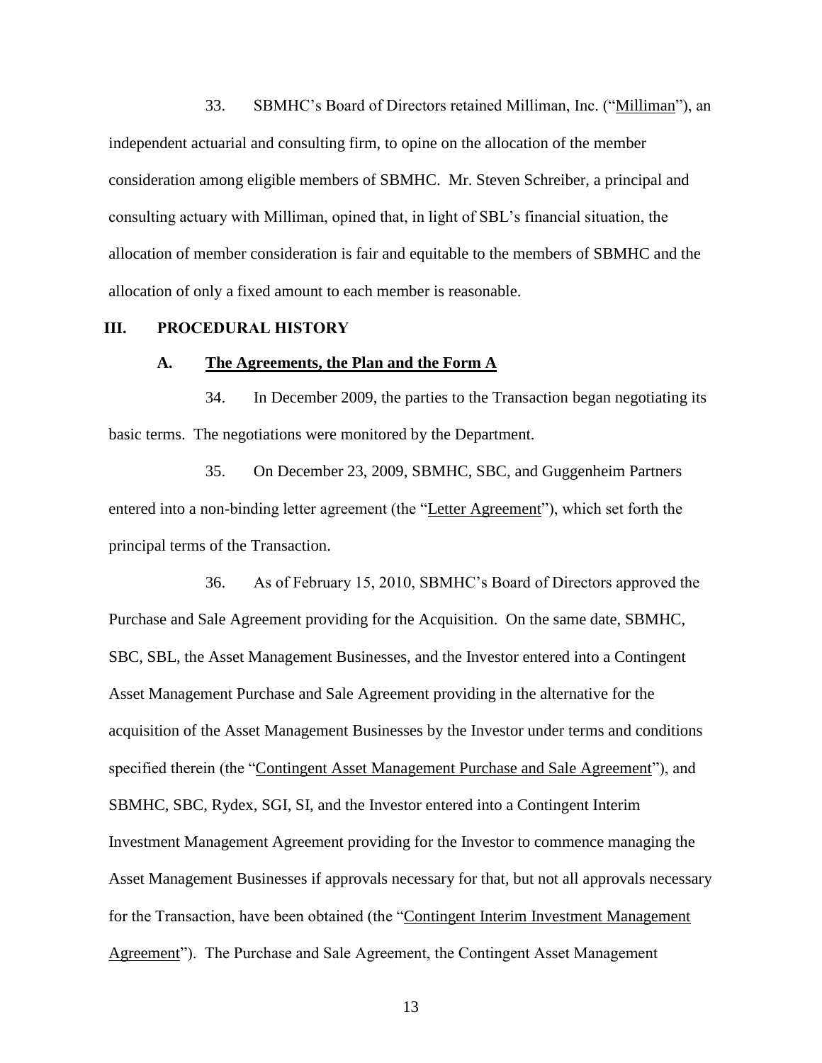33. SBMHC's Board of Directors retained Milliman, Inc. ("Milliman"), an independent actuarial and consulting firm, to opine on the allocation of the member consideration among eligible members of SBMHC. Mr. Steven Schreiber, a principal and consulting actuary with Milliman, opined that, in light of SBL's financial situation, the allocation of member consideration is fair and equitable to the members of SBMHC and the allocation of only a fixed amount to each member is reasonable.

## III. PROCEDURAL HISTORY

### A. The Agreements, the Plan and the Form A

34. In December 2009, the parties to the Transaction began negotiating its basic terms. The negotiations were monitored by the Department.

35. On December 23, 2009, SBMHC, SBC, and Guggenheim Partners entered into a non-binding letter agreement (the "Letter Agreement"), which set forth the principal terms of the Transaction.

36. As of February 15, 2010, SBMHC's Board of Directors approved the Purchase and Sale Agreement providing for the Acquisition. On the same date, SBMHC, SBC, SBL, the Asset Management Businesses, and the Investor entered into a Contingent Asset Management Purchase and Sale Agreement providing in the alternative for the acquisition of the Asset Management Businesses by the Investor under terms and conditions specified therein (the "Contingent Asset Management Purchase and Sale Agreement"), and SBMHC, SBC, Rydex, SGI, SI, and the Investor entered into a Contingent Interim Investment Management Agreement providing for the Investor to commence managing the Asset Management Businesses if approvals necessary for that, but not all approvals necessary for the Transaction, have been obtained (the "Contingent Interim Investment Management Agreement"). The Purchase and Sale Agreement, the Contingent Asset Management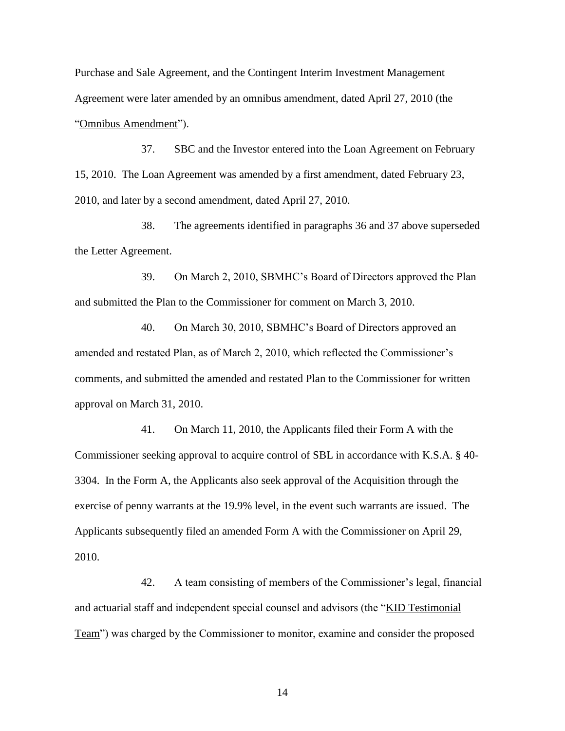Purchase and Sale Agreement, and the Contingent Interim Investment Management Agreement were later amended by an omnibus amendment, dated April 27, 2010 (the "Omnibus Amendment").

37. SBC and the Investor entered into the Loan Agreement on February 15, 2010. The Loan Agreement was amended by a first amendment, dated February 23, 2010, and later by a second amendment, dated April 27, 2010.

38. The agreements identified in paragraphs 36 and 37 above superseded the Letter Agreement.

39. On March 2, 2010, SBMHC's Board of Directors approved the Plan and submitted the Plan to the Commissioner for comment on March 3, 2010.

40. On March 30, 2010, SBMHC's Board of Directors approved an amended and restated Plan, as of March 2, 2010, which reflected the Commissioner's comments, and submitted the amended and restated Plan to the Commissioner for written approval on March 31, 2010.

41. On March 11, 2010, the Applicants filed their Form A with the Commissioner seeking approval to acquire control of SBL in accordance with K.S.A. § 40-3304. In the Form A, the Applicants also seek approval of the Acquisition through the exercise of penny warrants at the 19.9% level, in the event such warrants are issued. The Applicants subsequently filed an amended Form A with the Commissioner on April 29, 2010.

42. A team consisting of members of the Commissioner's legal, financial and actuarial staff and independent special counsel and advisors (the "KID Testimonial Team") was charged by the Commissioner to monitor, examine and consider the proposed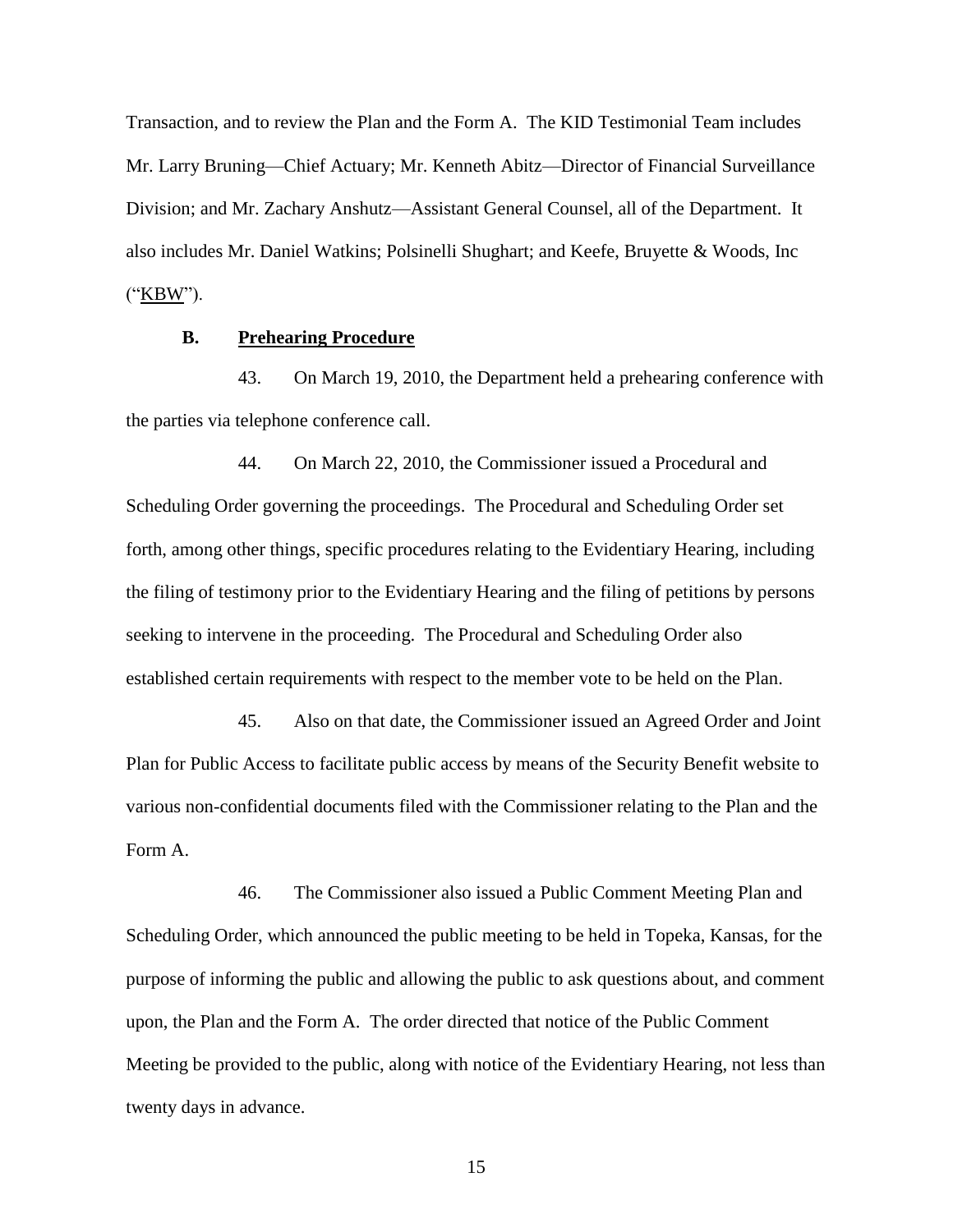Transaction, and to review the Plan and the Form A. The KID Testimonial Team includes Mr. Larry Bruning—Chief Actuary; Mr. Kenneth Abitz—Director of Financial Surveillance Division; and Mr. Zachary Anshutz—Assistant General Counsel, all of the Department. It also includes Mr. Daniel Watkins; Polsinelli Shughart; and Keefe, Bruyette & Woods, Inc ("KBW").

**B. Prehearing Procedure**

43. On March 19, 2010, the Department held a prehearing conference with the parties via telephone conference call.

44. On March 22, 2010, the Commissioner issued a Procedural and Scheduling Order governing the proceedings. The Procedural and Scheduling Order set forth, among other things, specific procedures relating to the Evidentiary Hearing, including the filing of testimony prior to the Evidentiary Hearing and the filing of petitions by persons seeking to intervene in the proceeding. The Procedural and Scheduling Order also established certain requirements with respect to the member vote to be held on the Plan.

45. Also on that date, the Commissioner issued an Agreed Order and Joint Plan for Public Access to facilitate public access by means of the Security Benefit website to various non-confidential documents filed with the Commissioner relating to the Plan and the Form A.

46. The Commissioner also issued a Public Comment Meeting Plan and Scheduling Order, which announced the public meeting to be held in Topeka, Kansas, for the purpose of informing the public and allowing the public to ask questions about, and comment upon, the Plan and the Form A. The order directed that notice of the Public Comment Meeting be provided to the public, along with notice of the Evidentiary Hearing, not less than twenty days in advance.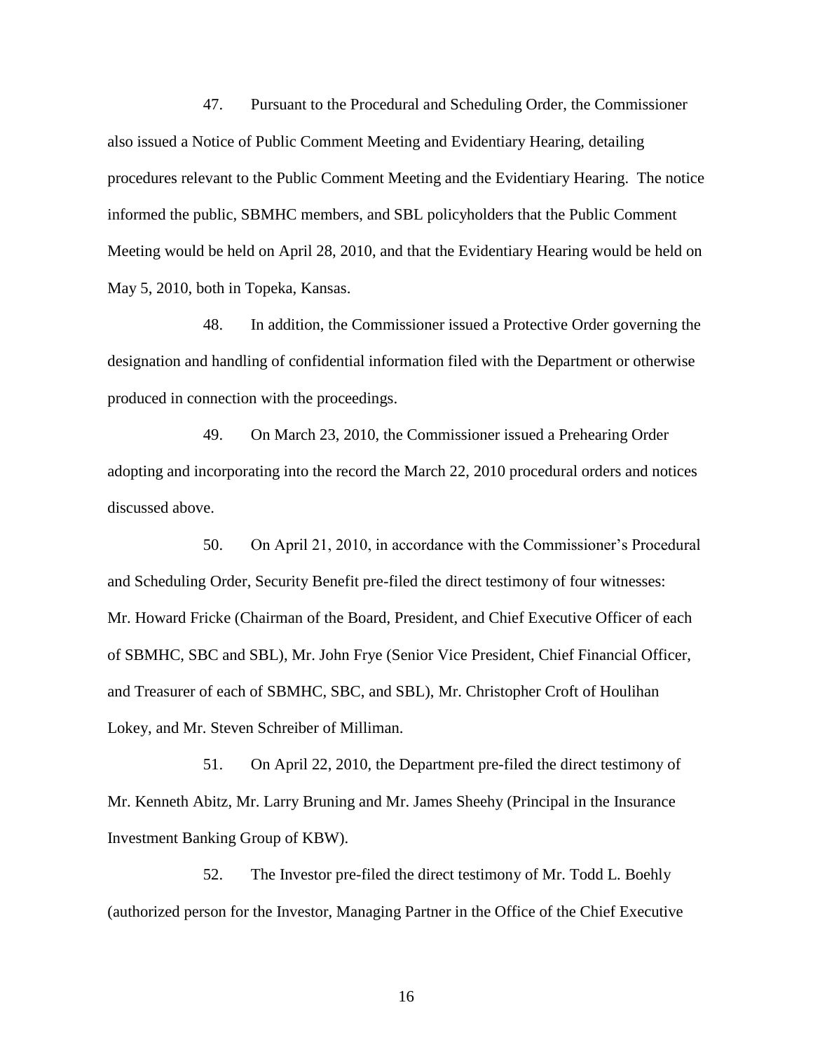47. Pursuant to the Procedural and Scheduling Order, the Commissioner also issued a Notice of Public Comment Meeting and Evidentiary Hearing, detailing procedures relevant to the Public Comment Meeting and the Evidentiary Hearing. The notice informed the public, SBMHC members, and SBL policyholders that the Public Comment Meeting would be held on April 28, 2010, and that the Evidentiary Hearing would be held on May 5, 2010, both in Topeka, Kansas.

48. In addition, the Commissioner issued a Protective Order governing the designation and handling of confidential information filed with the Department or otherwise produced in connection with the proceedings.

49. On March 23, 2010, the Commissioner issued a Prehearing Order adopting and incorporating into the record the March 22, 2010 procedural orders and notices discussed above.

50. On April 21, 2010, in accordance with the Commissioner's Procedural and Scheduling Order, Security Benefit pre-filed the direct testimony of four witnesses: Mr. Howard Fricke (Chairman of the Board, President, and Chief Executive Officer of each of SBMHC, SBC and SBL), Mr. John Frye (Senior Vice President, Chief Financial Officer, and Treasurer of each of SBMHC, SBC, and SBL), Mr. Christopher Croft of Houlihan Lokey, and Mr. Steven Schreiber of Milliman.

51. On April 22, 2010, the Department pre-filed the direct testimony of Mr. Kenneth Abitz, Mr. Larry Bruning and Mr. James Sheehy (Principal in the Insurance Investment Banking Group of KBW).

52. The Investor pre-filed the direct testimony of Mr. Todd L. Boehly (authorized person for the Investor, Managing Partner in the Office of the Chief Executive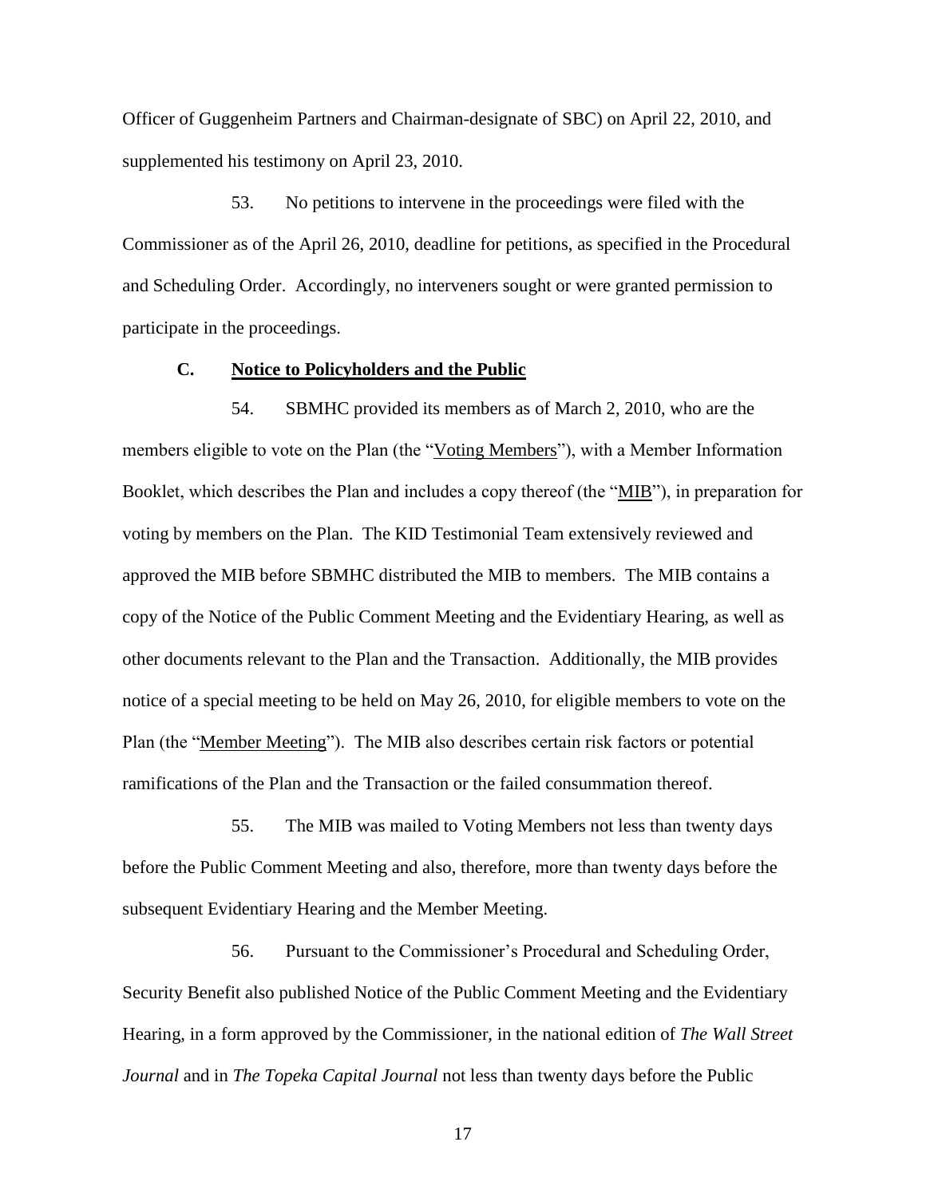Officer of Guggenheim Partners and Chairman-designate of SBC) on April 22, 2010, and supplemented his testimony on April 23, 2010.

53. No petitions to intervene in the proceedings were filed with the Commissioner as of the April 26, 2010, deadline for petitions, as specified in the Procedural and Scheduling Order. Accordingly, no interveners sought or were granted permission to participate in the proceedings.

### C. Notice to Policyholders and the Public

54. SBMHC provided its members as of March 2, 2010, who are the members eligible to vote on the Plan (the "Voting Members"), with a Member Information Booklet, which describes the Plan and includes a copy thereof (the "MIB"), in preparation for voting by members on the Plan. The KID Testimonial Team extensively reviewed and approved the MIB before SBMHC distributed the MIB to members. The MIB contains a copy of the Notice of the Public Comment Meeting and the Evidentiary Hearing, as well as other documents relevant to the Plan and the Transaction. Additionally, the MIB provides notice of a special meeting to be held on May 26, 2010, for eligible members to vote on the Plan (the "Member Meeting"). The MIB also describes certain risk factors or potential ramifications of the Plan and the Transaction or the failed consummation thereof.

55. The MIB was mailed to Voting Members not less than twenty days before the Public Comment Meeting and also, therefore, more than twenty days before the subsequent Evidentiary Hearing and the Member Meeting.

56. Pursuant to the Commissioner's Procedural and Scheduling Order, Security Benefit also published Notice of the Public Comment Meeting and the Evidentiary Hearing, in a form approved by the Commissioner, in the national edition of *The Wall Street Journal* and in *The Topeka Capital Journal* not less than twenty days before the Public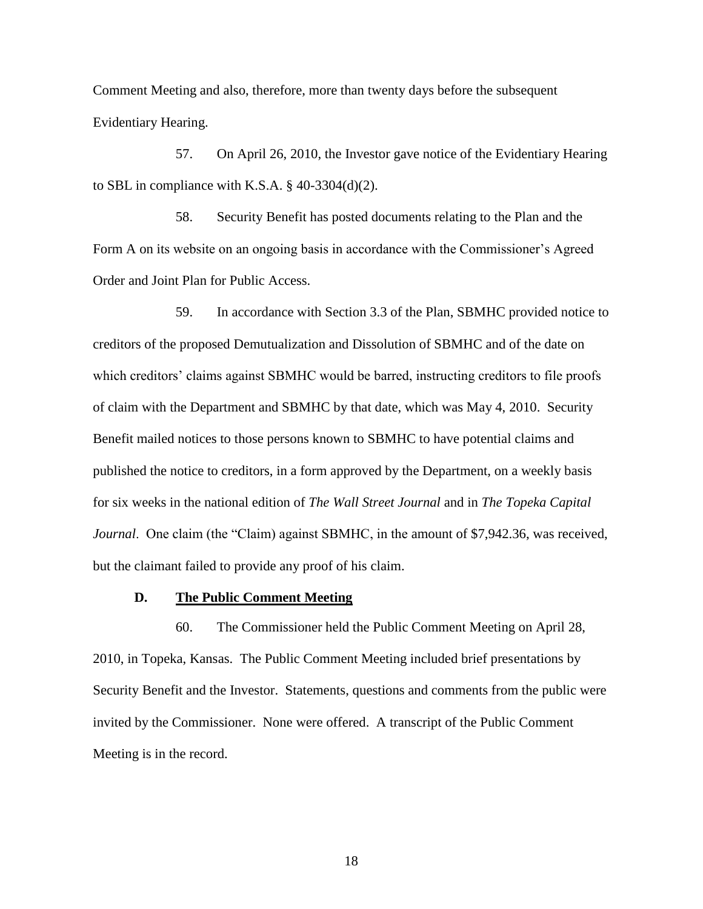Comment Meeting and also, therefore, more than twenty days before the subsequent Evidentiary Hearing.

57. On April 26, 2010, the Investor gave notice of the Evidentiary Hearing to SBL in compliance with K.S.A. § 40-3304(d)(2).

58. Security Benefit has posted documents relating to the Plan and the Form A on its website on an ongoing basis in accordance with the Commissioner's Agreed Order and Joint Plan for Public Access.

59. In accordance with Section 3.3 of the Plan, SBMHC provided notice to creditors of the proposed Demutualization and Dissolution of SBMHC and of the date on which creditors' claims against SBMHC would be barred, instructing creditors to file proofs of claim with the Department and SBMHC by that date, which was May 4, 2010. Security Benefit mailed notices to those persons known to SBMHC to have potential claims and published the notice to creditors, in a form approved by the Department, on a weekly basis for six weeks in the national edition of *The Wall Street Journal* and in *The Topeka Capital Journal*. One claim (the "Claim) against SBMHC, in the amount of $7,942.36, was received, but the claimant failed to provide any proof of his claim.

**D. <u>The Public Comment Meeting</u>**

60. The Commissioner held the Public Comment Meeting on April 28, 2010, in Topeka, Kansas. The Public Comment Meeting included brief presentations by Security Benefit and the Investor. Statements, questions and comments from the public were invited by the Commissioner. None were offered. A transcript of the Public Comment Meeting is in the record.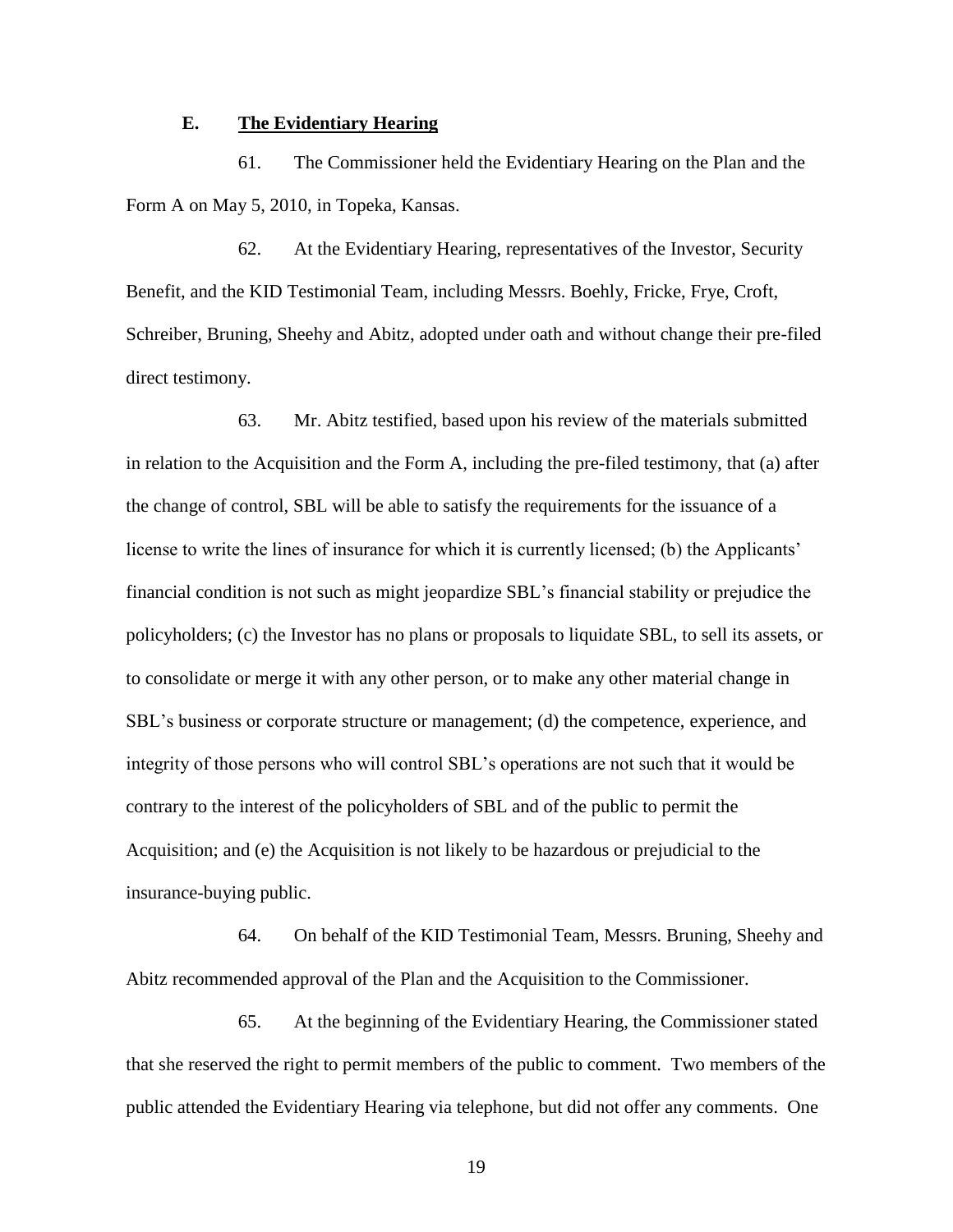### E. **The Evidentiary Hearing**

61. The Commissioner held the Evidentiary Hearing on the Plan and the Form A on May 5, 2010, in Topeka, Kansas.

62. At the Evidentiary Hearing, representatives of the Investor, Security Benefit, and the KID Testimonial Team, including Messrs. Boehly, Fricke, Frye, Croft, Schreiber, Bruning, Sheehy and Abitz, adopted under oath and without change their pre-filed direct testimony.

63. Mr. Abitz testified, based upon his review of the materials submitted in relation to the Acquisition and the Form A, including the pre-filed testimony, that (a) after the change of control, SBL will be able to satisfy the requirements for the issuance of a license to write the lines of insurance for which it is currently licensed; (b) the Applicants' financial condition is not such as might jeopardize SBL's financial stability or prejudice the policyholders; (c) the Investor has no plans or proposals to liquidate SBL, to sell its assets, or to consolidate or merge it with any other person, or to make any other material change in SBL's business or corporate structure or management; (d) the competence, experience, and integrity of those persons who will control SBL's operations are not such that it would be contrary to the interest of the policyholders of SBL and of the public to permit the Acquisition; and (e) the Acquisition is not likely to be hazardous or prejudicial to the insurance-buying public.

64. On behalf of the KID Testimonial Team, Messrs. Bruning, Sheehy and Abitz recommended approval of the Plan and the Acquisition to the Commissioner.

65. At the beginning of the Evidentiary Hearing, the Commissioner stated that she reserved the right to permit members of the public to comment. Two members of the public attended the Evidentiary Hearing via telephone, but did not offer any comments. One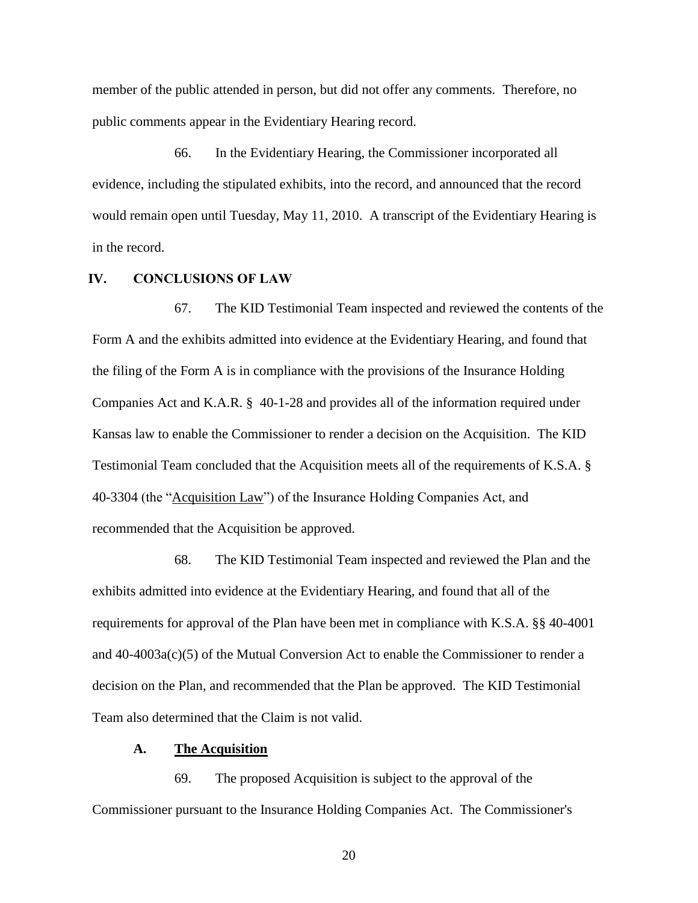member of the public attended in person, but did not offer any comments. Therefore, no public comments appear in the Evidentiary Hearing record.

66. In the Evidentiary Hearing, the Commissioner incorporated all evidence, including the stipulated exhibits, into the record, and announced that the record would remain open until Tuesday, May 11, 2010. A transcript of the Evidentiary Hearing is in the record.

## IV. CONCLUSIONS OF LAW

67. The KID Testimonial Team inspected and reviewed the contents of the Form A and the exhibits admitted into evidence at the Evidentiary Hearing, and found that the filing of the Form A is in compliance with the provisions of the Insurance Holding Companies Act and K.A.R. § 40-1-28 and provides all of the information required under Kansas law to enable the Commissioner to render a decision on the Acquisition. The KID Testimonial Team concluded that the Acquisition meets all of the requirements of K.S.A. § 40-3304 (the "Acquisition Law") of the Insurance Holding Companies Act, and recommended that the Acquisition be approved.

68. The KID Testimonial Team inspected and reviewed the Plan and the exhibits admitted into evidence at the Evidentiary Hearing, and found that all of the requirements for approval of the Plan have been met in compliance with K.S.A. §§ 40-4001 and 40-4003a(c)(5) of the Mutual Conversion Act to enable the Commissioner to render a decision on the Plan, and recommended that the Plan be approved. The KID Testimonial Team also determined that the Claim is not valid.

### A. The Acquisition

69. The proposed Acquisition is subject to the approval of the Commissioner pursuant to the Insurance Holding Companies Act. The Commissioner's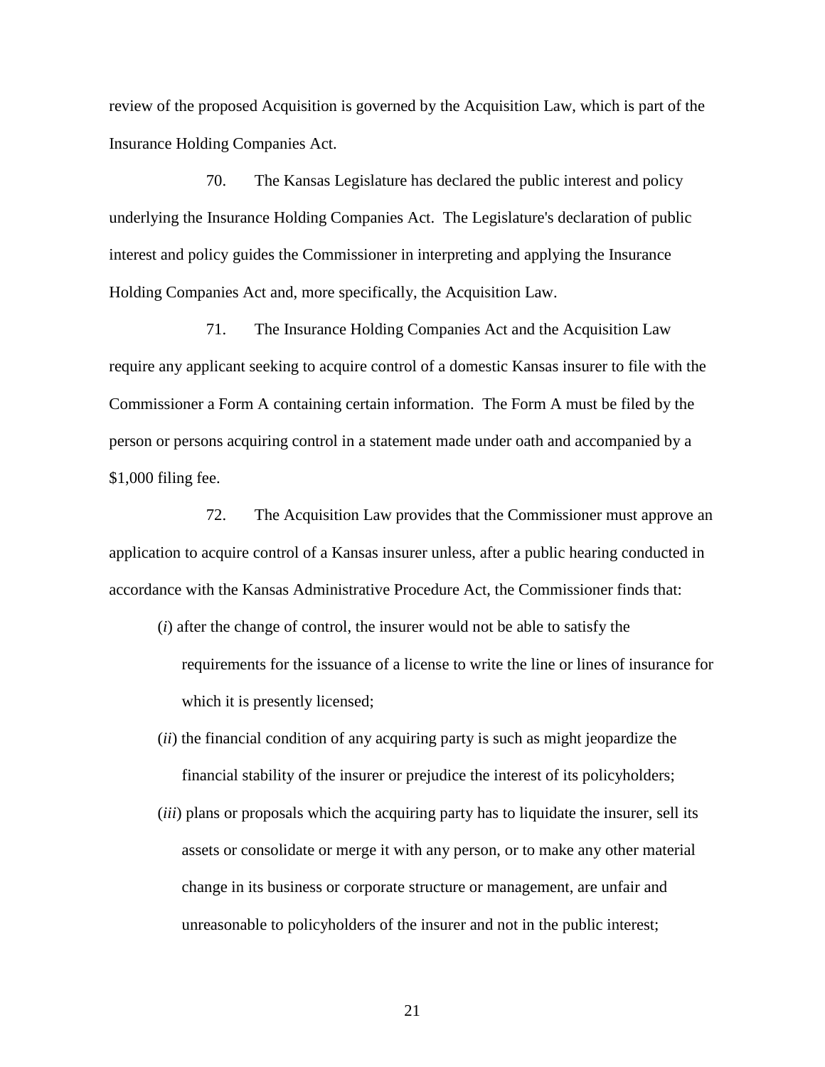review of the proposed Acquisition is governed by the Acquisition Law, which is part of the Insurance Holding Companies Act.

70. The Kansas Legislature has declared the public interest and policy underlying the Insurance Holding Companies Act. The Legislature's declaration of public interest and policy guides the Commissioner in interpreting and applying the Insurance Holding Companies Act and, more specifically, the Acquisition Law.

71. The Insurance Holding Companies Act and the Acquisition Law require any applicant seeking to acquire control of a domestic Kansas insurer to file with the Commissioner a Form A containing certain information. The Form A must be filed by the person or persons acquiring control in a statement made under oath and accompanied by a $1,000 filing fee.

72. The Acquisition Law provides that the Commissioner must approve an application to acquire control of a Kansas insurer unless, after a public hearing conducted in accordance with the Kansas Administrative Procedure Act, the Commissioner finds that:

(*i*) after the change of control, the insurer would not be able to satisfy the requirements for the issuance of a license to write the line or lines of insurance for which it is presently licensed;

(*ii*) the financial condition of any acquiring party is such as might jeopardize the financial stability of the insurer or prejudice the interest of its policyholders;

(*iii*) plans or proposals which the acquiring party has to liquidate the insurer, sell its assets or consolidate or merge it with any person, or to make any other material change in its business or corporate structure or management, are unfair and unreasonable to policyholders of the insurer and not in the public interest;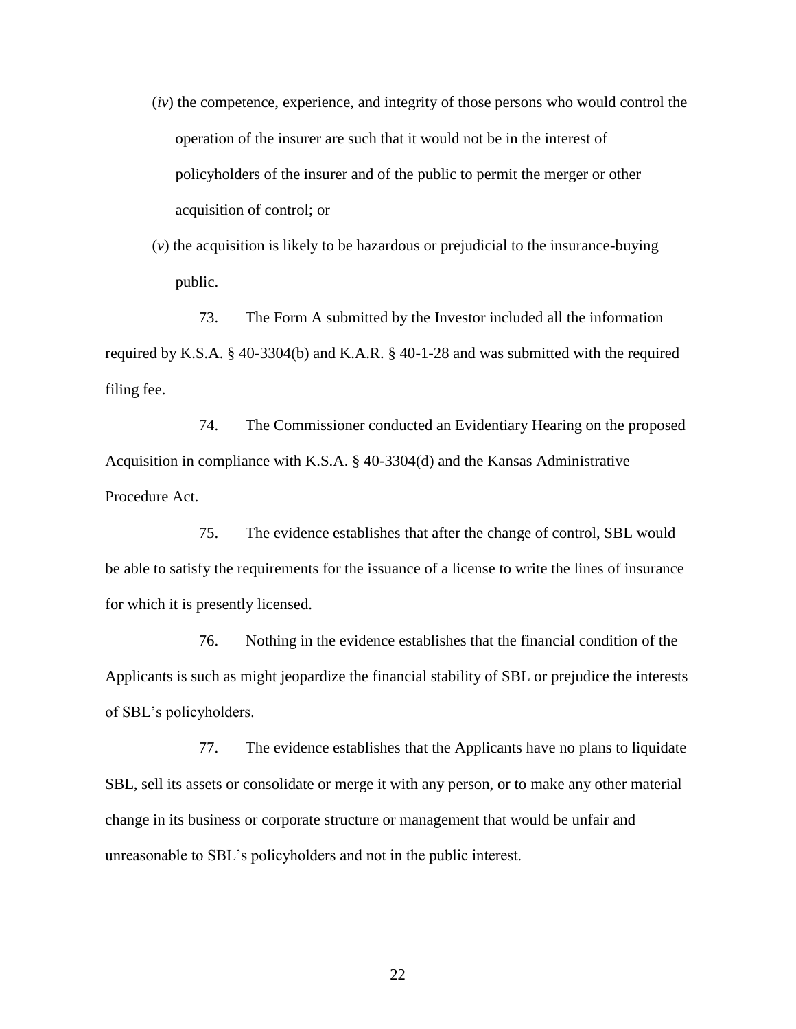(*iv*) the competence, experience, and integrity of those persons who would control the operation of the insurer are such that it would not be in the interest of policyholders of the insurer and of the public to permit the merger or other acquisition of control; or

(*v*) the acquisition is likely to be hazardous or prejudicial to the insurance-buying public.

73. The Form A submitted by the Investor included all the information required by K.S.A. § 40-3304(b) and K.A.R. § 40-1-28 and was submitted with the required filing fee.

74. The Commissioner conducted an Evidentiary Hearing on the proposed Acquisition in compliance with K.S.A. § 40-3304(d) and the Kansas Administrative Procedure Act.

75. The evidence establishes that after the change of control, SBL would be able to satisfy the requirements for the issuance of a license to write the lines of insurance for which it is presently licensed.

76. Nothing in the evidence establishes that the financial condition of the Applicants is such as might jeopardize the financial stability of SBL or prejudice the interests of SBL's policyholders.

77. The evidence establishes that the Applicants have no plans to liquidate SBL, sell its assets or consolidate or merge it with any person, or to make any other material change in its business or corporate structure or management that would be unfair and unreasonable to SBL's policyholders and not in the public interest.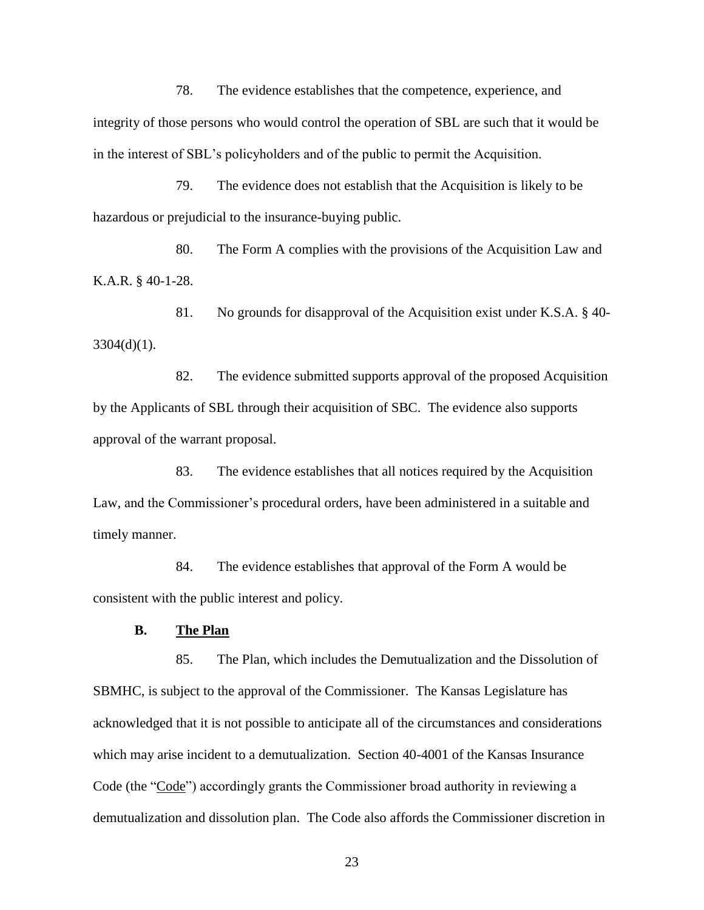78. The evidence establishes that the competence, experience, and integrity of those persons who would control the operation of SBL are such that it would be in the interest of SBL's policyholders and of the public to permit the Acquisition.

79. The evidence does not establish that the Acquisition is likely to be hazardous or prejudicial to the insurance-buying public.

80. The Form A complies with the provisions of the Acquisition Law and K.A.R. § 40-1-28.

81. No grounds for disapproval of the Acquisition exist under K.S.A. § 40-3304(d)(1).

82. The evidence submitted supports approval of the proposed Acquisition by the Applicants of SBL through their acquisition of SBC. The evidence also supports approval of the warrant proposal.

83. The evidence establishes that all notices required by the Acquisition Law, and the Commissioner's procedural orders, have been administered in a suitable and timely manner.

84. The evidence establishes that approval of the Form A would be consistent with the public interest and policy.

### B. The Plan

85. The Plan, which includes the Demutualization and the Dissolution of SBMHC, is subject to the approval of the Commissioner. The Kansas Legislature has acknowledged that it is not possible to anticipate all of the circumstances and considerations which may arise incident to a demutualization. Section 40-4001 of the Kansas Insurance Code (the "Code") accordingly grants the Commissioner broad authority in reviewing a demutualization and dissolution plan. The Code also affords the Commissioner discretion in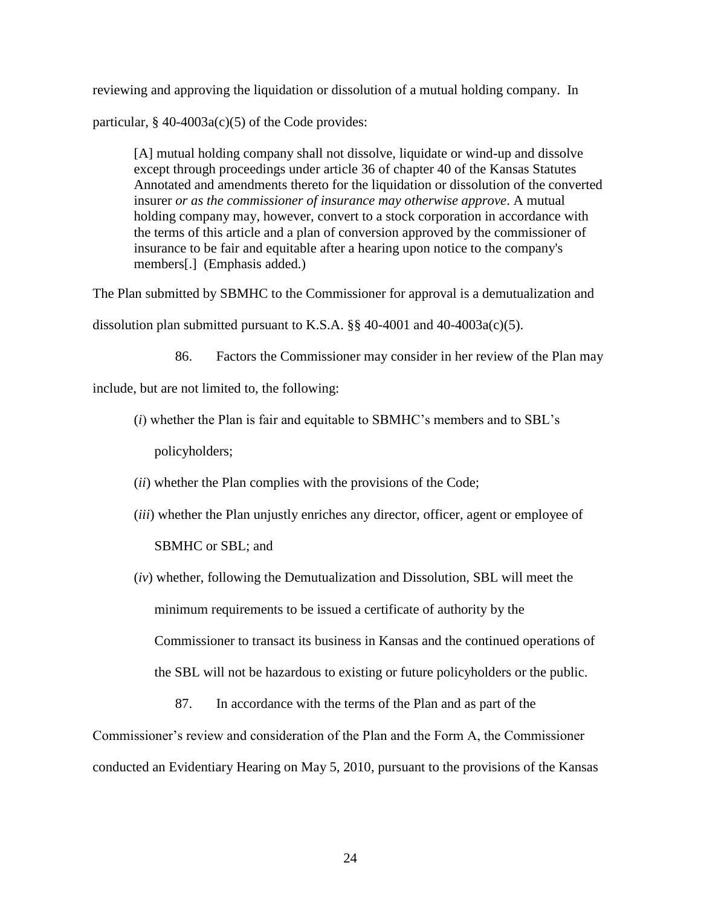reviewing and approving the liquidation or dissolution of a mutual holding company. In particular, § 40-4003a(c)(5) of the Code provides:

> [A] mutual holding company shall not dissolve, liquidate or wind-up and dissolve except through proceedings under article 36 of chapter 40 of the Kansas Statutes Annotated and amendments thereto for the liquidation or dissolution of the converted insurer *or as the commissioner of insurance may otherwise approve*. A mutual holding company may, however, convert to a stock corporation in accordance with the terms of this article and a plan of conversion approved by the commissioner of insurance to be fair and equitable after a hearing upon notice to the company's members[.] (Emphasis added.)

The Plan submitted by SBMHC to the Commissioner for approval is a demutualization and dissolution plan submitted pursuant to K.S.A. §§ 40-4001 and 40-4003a(c)(5).

86. Factors the Commissioner may consider in her review of the Plan may include, but are not limited to, the following:

(*i*) whether the Plan is fair and equitable to SBMHC's members and to SBL's policyholders;

(*ii*) whether the Plan complies with the provisions of the Code;

(*iii*) whether the Plan unjustly enriches any director, officer, agent or employee of SBMHC or SBL; and

(*iv*) whether, following the Demutualization and Dissolution, SBL will meet the minimum requirements to be issued a certificate of authority by the Commissioner to transact its business in Kansas and the continued operations of the SBL will not be hazardous to existing or future policyholders or the public.

87. In accordance with the terms of the Plan and as part of the Commissioner's review and consideration of the Plan and the Form A, the Commissioner conducted an Evidentiary Hearing on May 5, 2010, pursuant to the provisions of the Kansas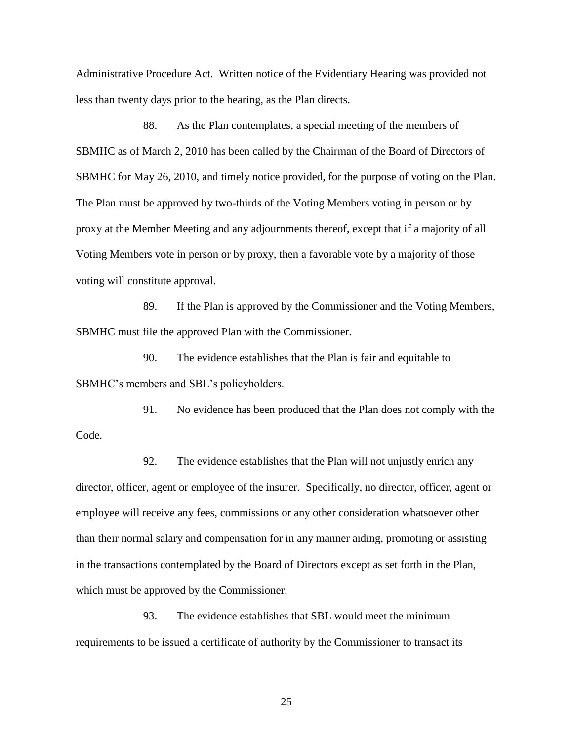Administrative Procedure Act. Written notice of the Evidentiary Hearing was provided not less than twenty days prior to the hearing, as the Plan directs.

88. As the Plan contemplates, a special meeting of the members of SBMHC as of March 2, 2010 has been called by the Chairman of the Board of Directors of SBMHC for May 26, 2010, and timely notice provided, for the purpose of voting on the Plan. The Plan must be approved by two-thirds of the Voting Members voting in person or by proxy at the Member Meeting and any adjournments thereof, except that if a majority of all Voting Members vote in person or by proxy, then a favorable vote by a majority of those voting will constitute approval.

89. If the Plan is approved by the Commissioner and the Voting Members, SBMHC must file the approved Plan with the Commissioner.

90. The evidence establishes that the Plan is fair and equitable to SBMHC's members and SBL's policyholders.

91. No evidence has been produced that the Plan does not comply with the Code.

92. The evidence establishes that the Plan will not unjustly enrich any director, officer, agent or employee of the insurer. Specifically, no director, officer, agent or employee will receive any fees, commissions or any other consideration whatsoever other than their normal salary and compensation for in any manner aiding, promoting or assisting in the transactions contemplated by the Board of Directors except as set forth in the Plan, which must be approved by the Commissioner.

93. The evidence establishes that SBL would meet the minimum requirements to be issued a certificate of authority by the Commissioner to transact its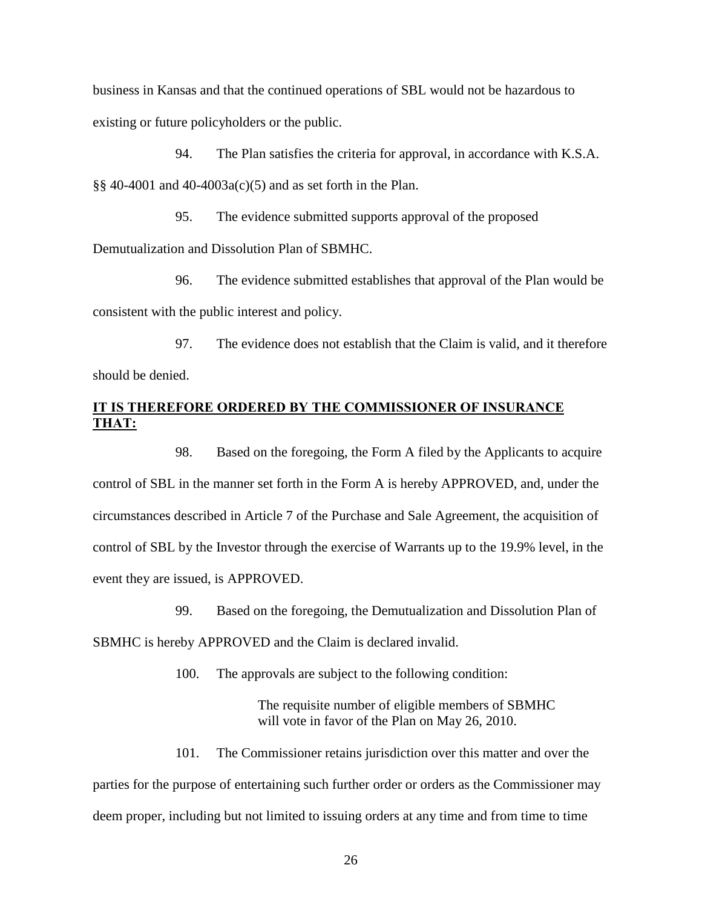business in Kansas and that the continued operations of SBL would not be hazardous to existing or future policyholders or the public.

94. The Plan satisfies the criteria for approval, in accordance with K.S.A. §§ 40-4001 and 40-4003a(c)(5) and as set forth in the Plan.

95. The evidence submitted supports approval of the proposed Demutualization and Dissolution Plan of SBMHC.

96. The evidence submitted establishes that approval of the Plan would be consistent with the public interest and policy.

97. The evidence does not establish that the Claim is valid, and it therefore should be denied.

**IT IS THEREFORE ORDERED BY THE COMMISSIONER OF INSURANCE THAT:**

98. Based on the foregoing, the Form A filed by the Applicants to acquire control of SBL in the manner set forth in the Form A is hereby APPROVED, and, under the circumstances described in Article 7 of the Purchase and Sale Agreement, the acquisition of control of SBL by the Investor through the exercise of Warrants up to the 19.9% level, in the event they are issued, is APPROVED.

99. Based on the foregoing, the Demutualization and Dissolution Plan of SBMHC is hereby APPROVED and the Claim is declared invalid.

100. The approvals are subject to the following condition:

> The requisite number of eligible members of SBMHC will vote in favor of the Plan on May 26, 2010.

101. The Commissioner retains jurisdiction over this matter and over the parties for the purpose of entertaining such further order or orders as the Commissioner may deem proper, including but not limited to issuing orders at any time and from time to time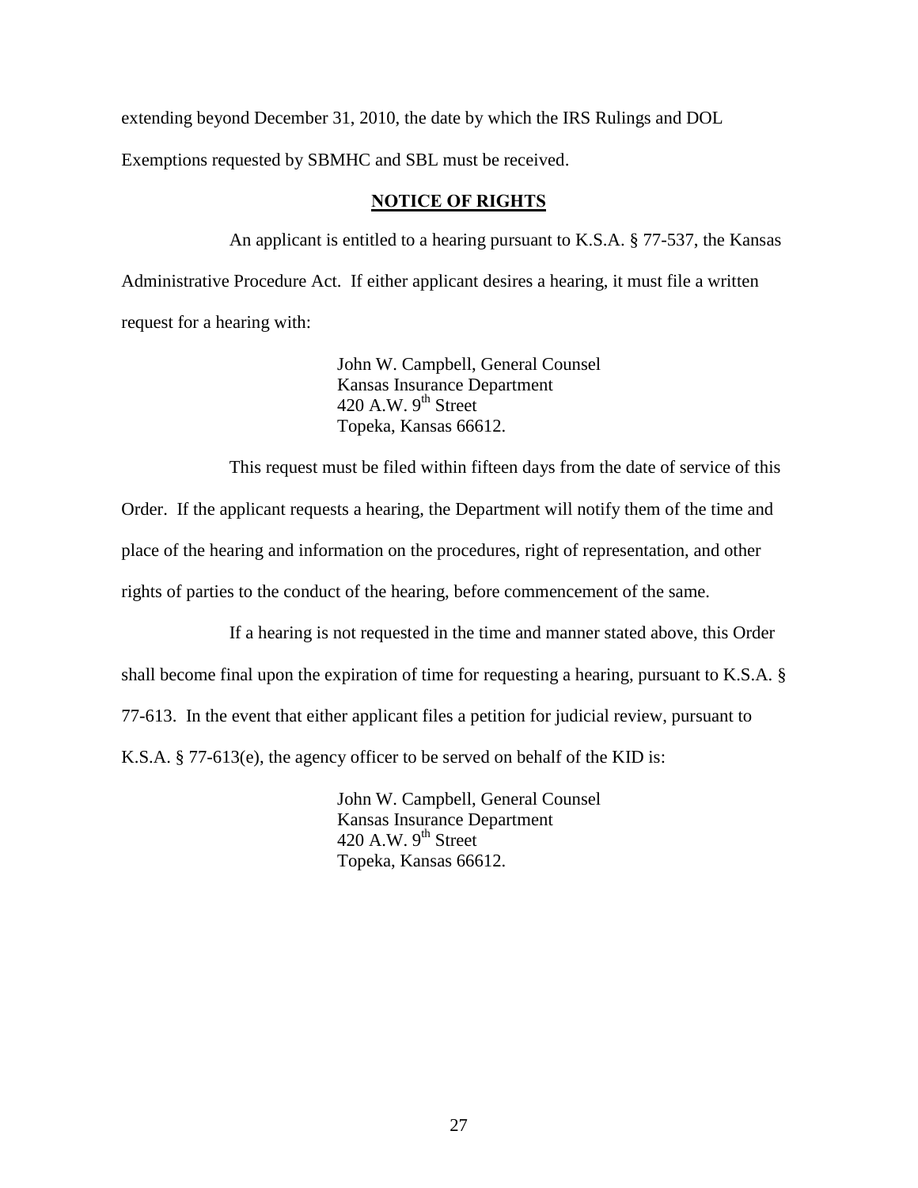extending beyond December 31, 2010, the date by which the IRS Rulings and DOL Exemptions requested by SBMHC and SBL must be received.

## **NOTICE OF RIGHTS**

An applicant is entitled to a hearing pursuant to K.S.A. § 77-537, the Kansas Administrative Procedure Act. If either applicant desires a hearing, it must file a written request for a hearing with:

> John W. Campbell, General Counsel
> Kansas Insurance Department
> 420 A.W. 9th Street
> Topeka, Kansas 66612.

This request must be filed within fifteen days from the date of service of this Order. If the applicant requests a hearing, the Department will notify them of the time and place of the hearing and information on the procedures, right of representation, and other rights of parties to the conduct of the hearing, before commencement of the same.

If a hearing is not requested in the time and manner stated above, this Order shall become final upon the expiration of time for requesting a hearing, pursuant to K.S.A. § 77-613. In the event that either applicant files a petition for judicial review, pursuant to K.S.A. § 77-613(e), the agency officer to be served on behalf of the KID is:

> John W. Campbell, General Counsel
> Kansas Insurance Department
> 420 A.W. 9th Street
> Topeka, Kansas 66612.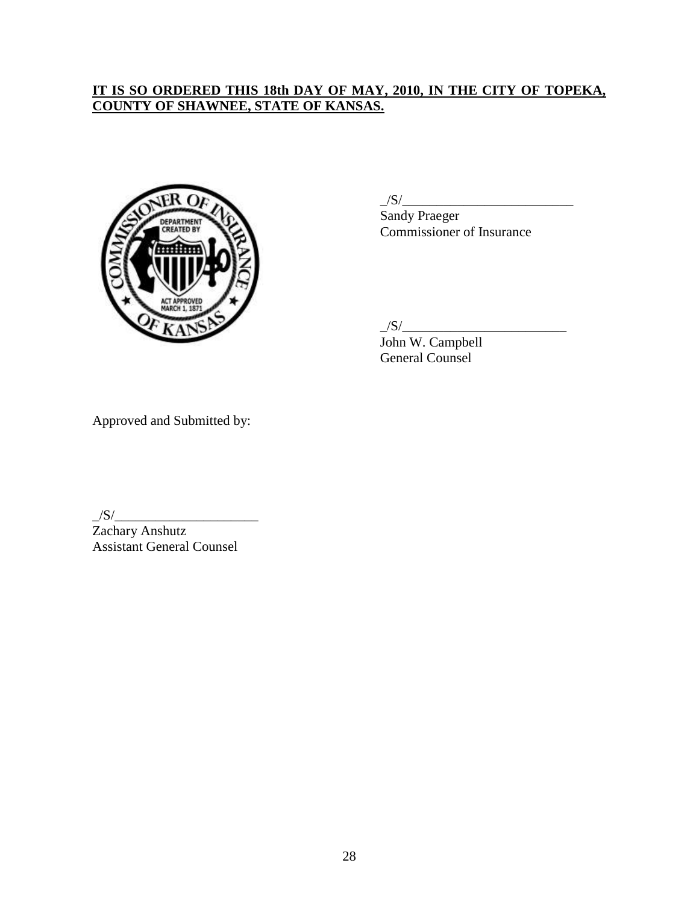**IT IS SO ORDERED THIS 18th DAY OF MAY, 2010, IN THE CITY OF TOPEKA, COUNTY OF SHAWNEE, STATE OF KANSAS.**

_/S/__________________________
Sandy Praeger
Commissioner of Insurance

_/S/_________________________
John W. Campbell
General Counsel

Approved and Submitted by:

_/S/______________________
Zachary Anshutz
Assistant General Counsel